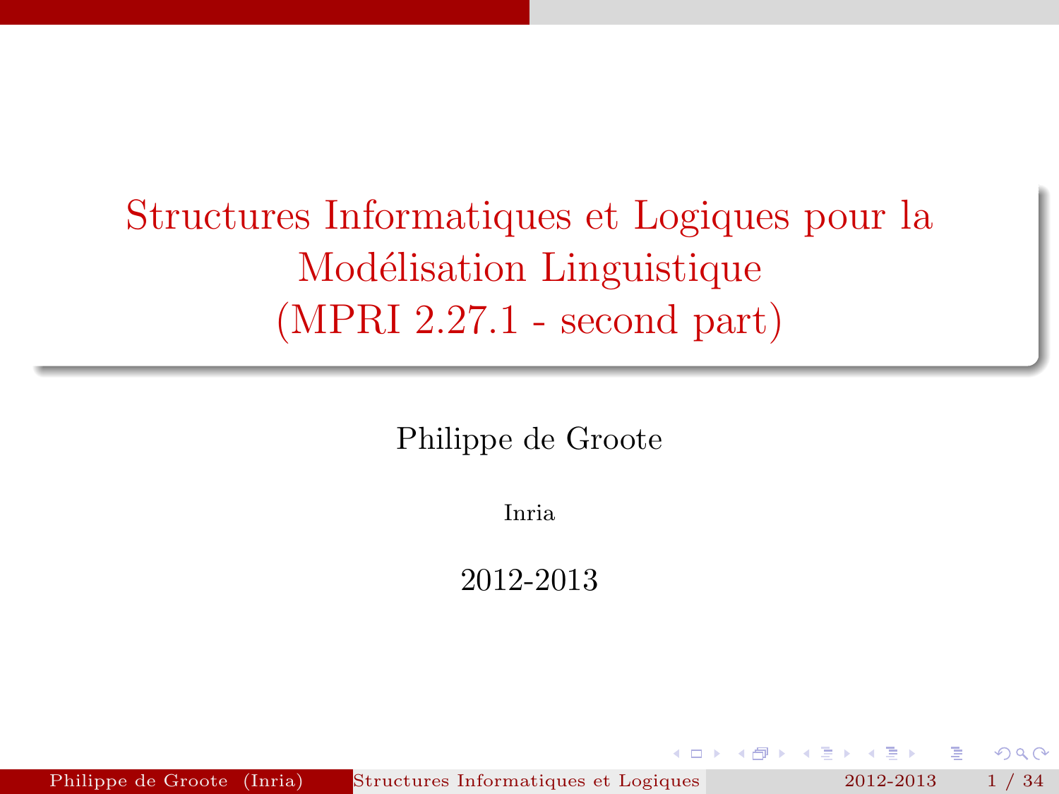# Structures Informatiques et Logiques pour la Modélisation Linguistique (MPRI 2.27.1 - second part)

Philippe de Groote

Inria

2012-2013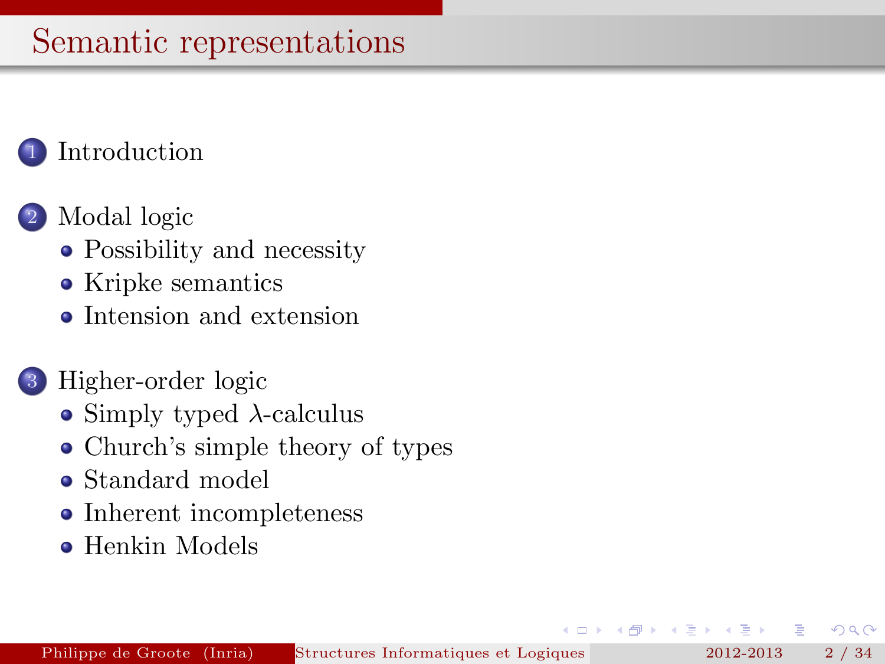# Semantic representations

1. Introduction

2. Modal logic
   - Possibility and necessity
   - Kripke semantics
   - Intension and extension

3. Higher-order logic
   - Simply typed $\lambda$-calculus
   - Church's simple theory of types
   - Standard model
   - Inherent incompleteness
   - Henkin Models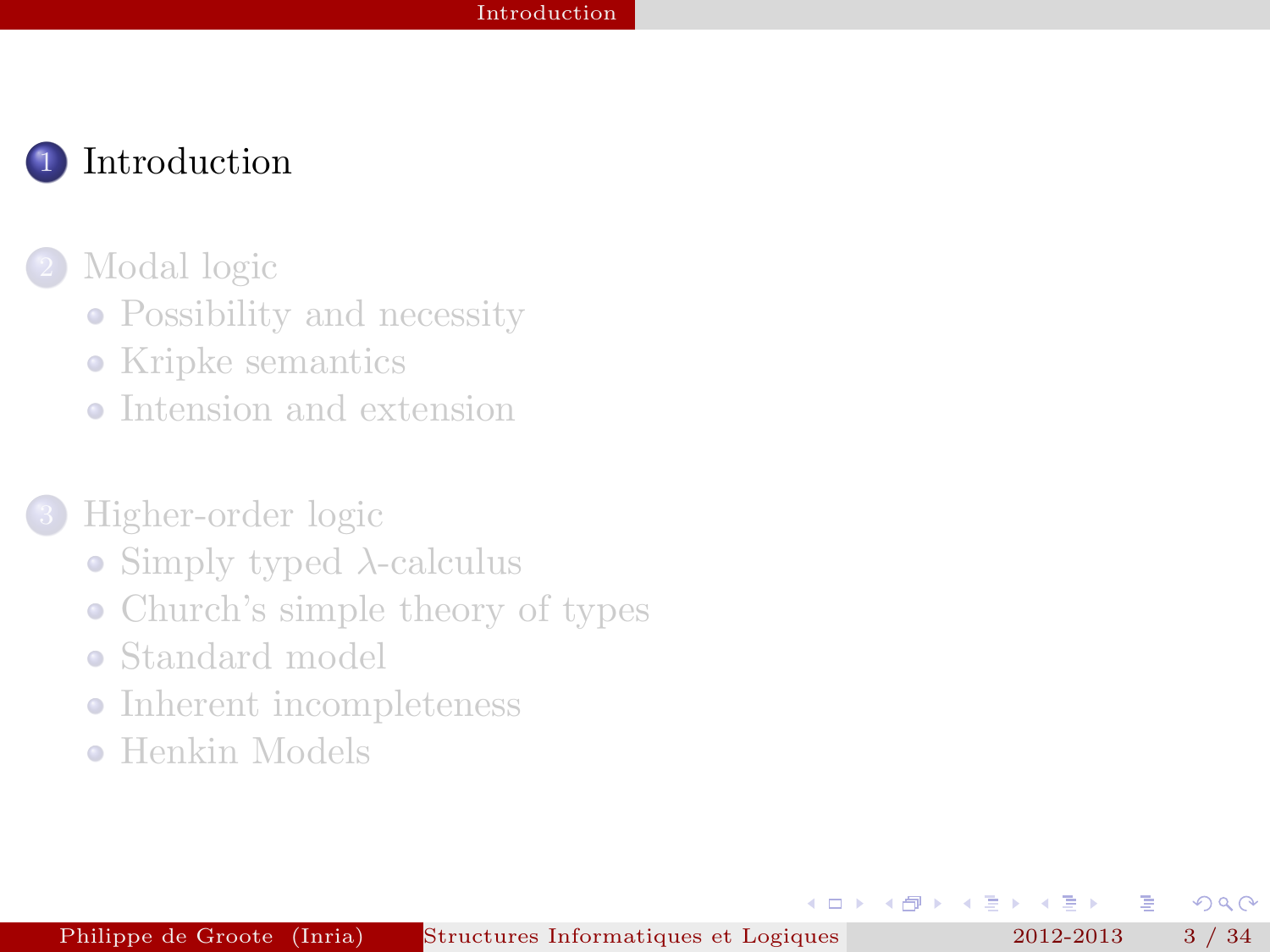1. Introduction

2. Modal logic
   - Possibility and necessity
   - Kripke semantics
   - Intension and extension

3. Higher-order logic
   - Simply typed $\lambda$-calculus
   - Church's simple theory of types
   - Standard model
   - Inherent incompleteness
   - Henkin Models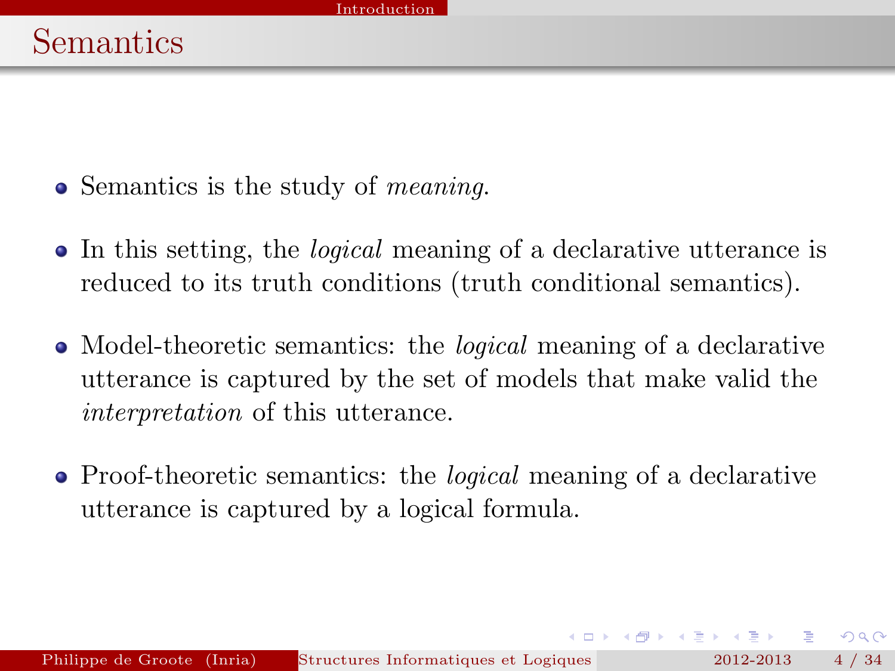# Semantics

- Semantics is the study of *meaning*.
- In this setting, the *logical* meaning of a declarative utterance is reduced to its truth conditions (truth conditional semantics).
- Model-theoretic semantics: the *logical* meaning of a declarative utterance is captured by the set of models that make valid the *interpretation* of this utterance.
- Proof-theoretic semantics: the *logical* meaning of a declarative utterance is captured by a logical formula.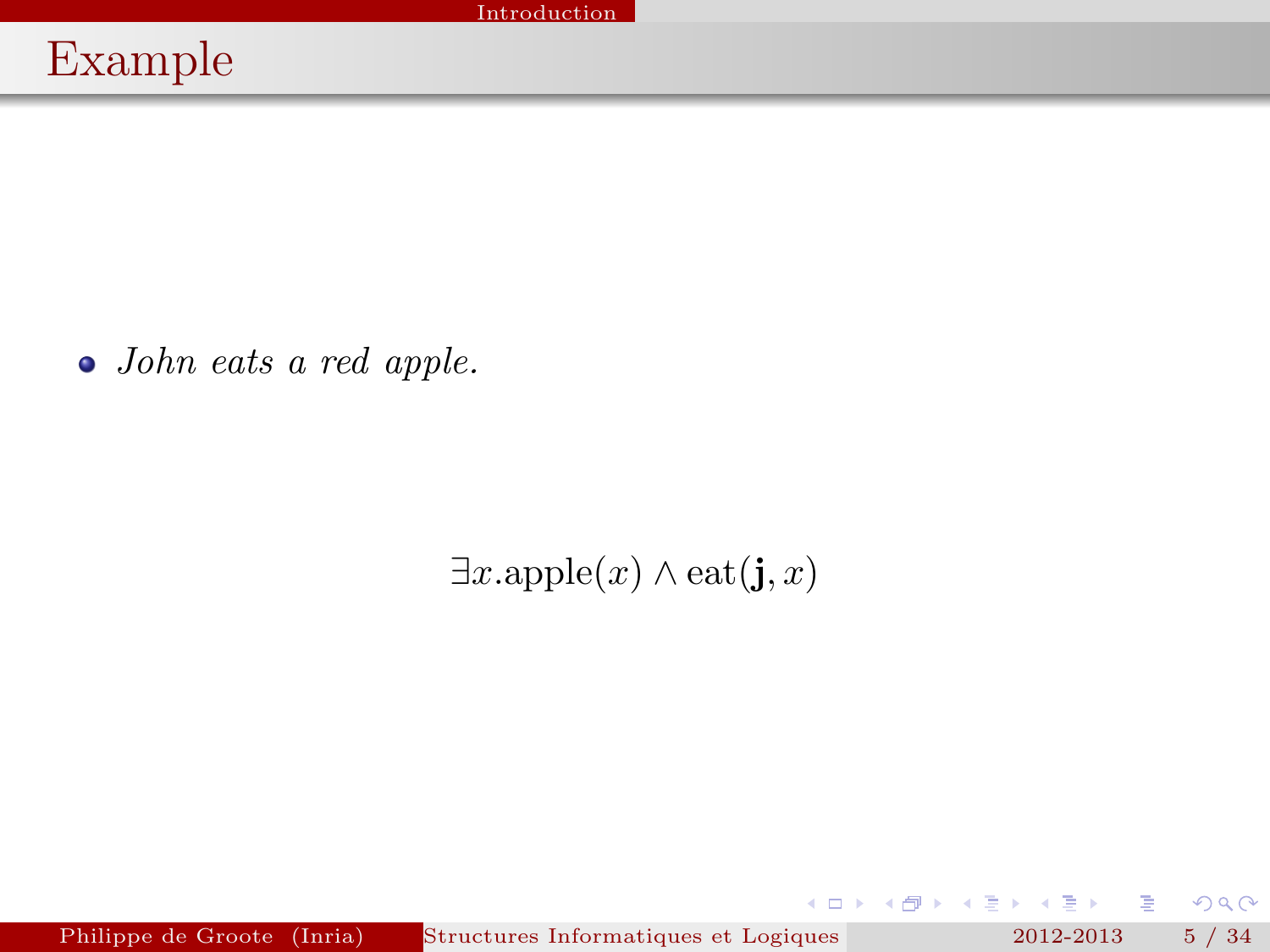# Example

- *John eats a red apple.*

$$\exists x.\text{apple}(x) \wedge \text{eat}(\mathbf{j}, x)$$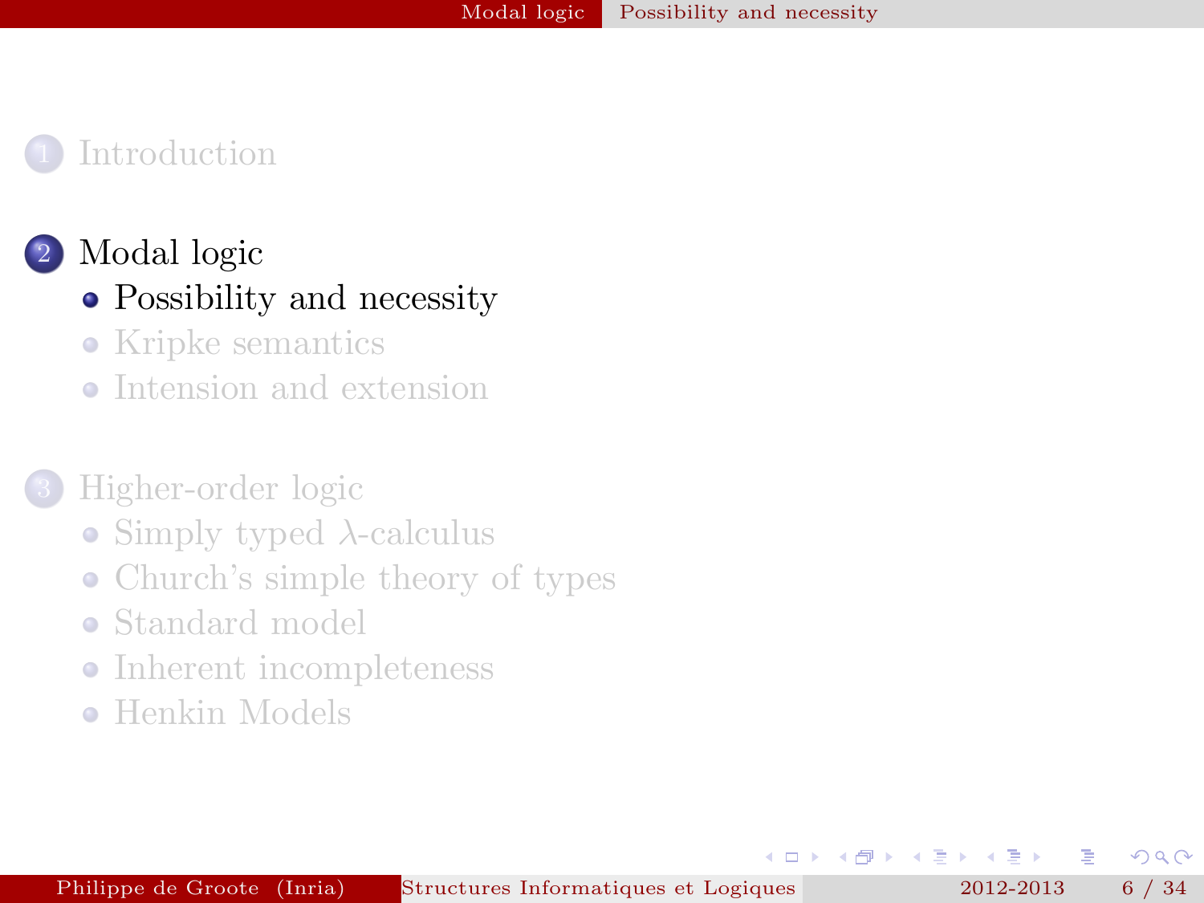1. Introduction

2. Modal logic
   - Possibility and necessity
   - Kripke semantics
   - Intension and extension

3. Higher-order logic
   - Simply typed $\lambda$-calculus
   - Church's simple theory of types
   - Standard model
   - Inherent incompleteness
   - Henkin Models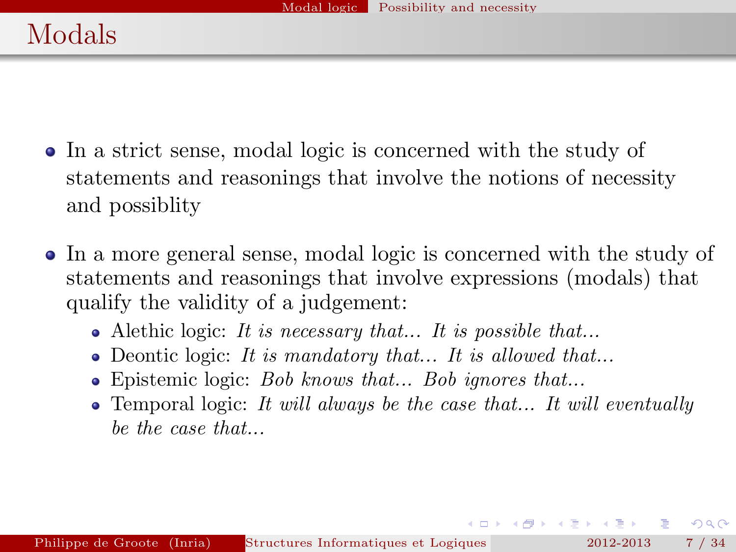# Modals

- In a strict sense, modal logic is concerned with the study of statements and reasonings that involve the notions of necessity and possiblity

- In a more general sense, modal logic is concerned with the study of statements and reasonings that involve expressions (modals) that qualify the validity of a judgement:
  - Alethic logic: *It is necessary that... It is possible that...*
  - Deontic logic: *It is mandatory that... It is allowed that...*
  - Epistemic logic: *Bob knows that... Bob ignores that...*
  - Temporal logic: *It will always be the case that... It will eventually be the case that...*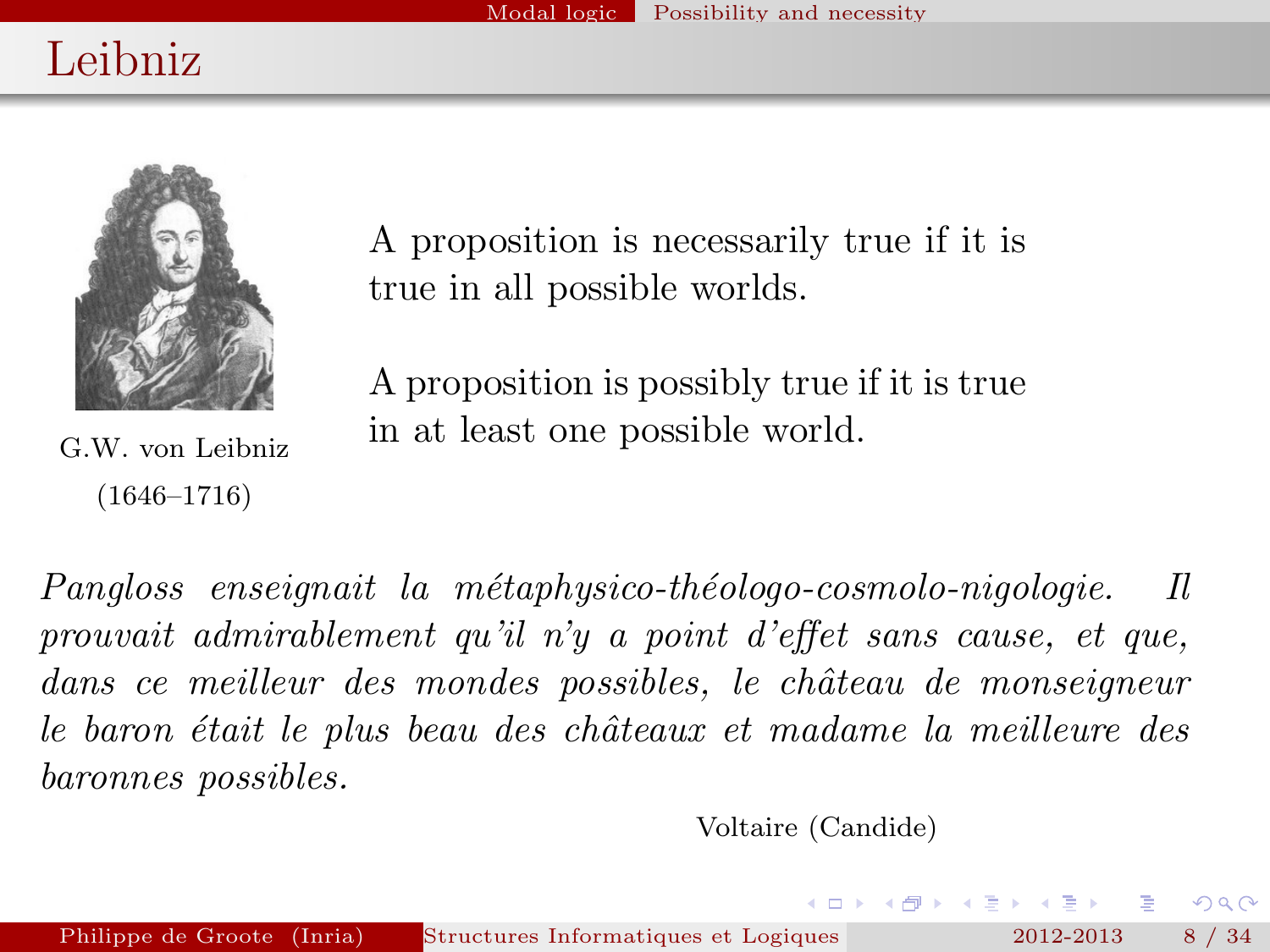# Leibniz

G.W. von Leibniz (1646–1716)

A proposition is necessarily true if it is true in all possible worlds.

A proposition is possibly true if it is true in at least one possible world.

*Pangloss enseignait la métaphysico-théologo-cosmolo-nigologie. Il prouvait admirablement qu'il n'y a point d'effet sans cause, et que, dans ce meilleur des mondes possibles, le château de monseigneur le baron était le plus beau des châteaux et madame la meilleure des baronnes possibles.*

Voltaire (Candide)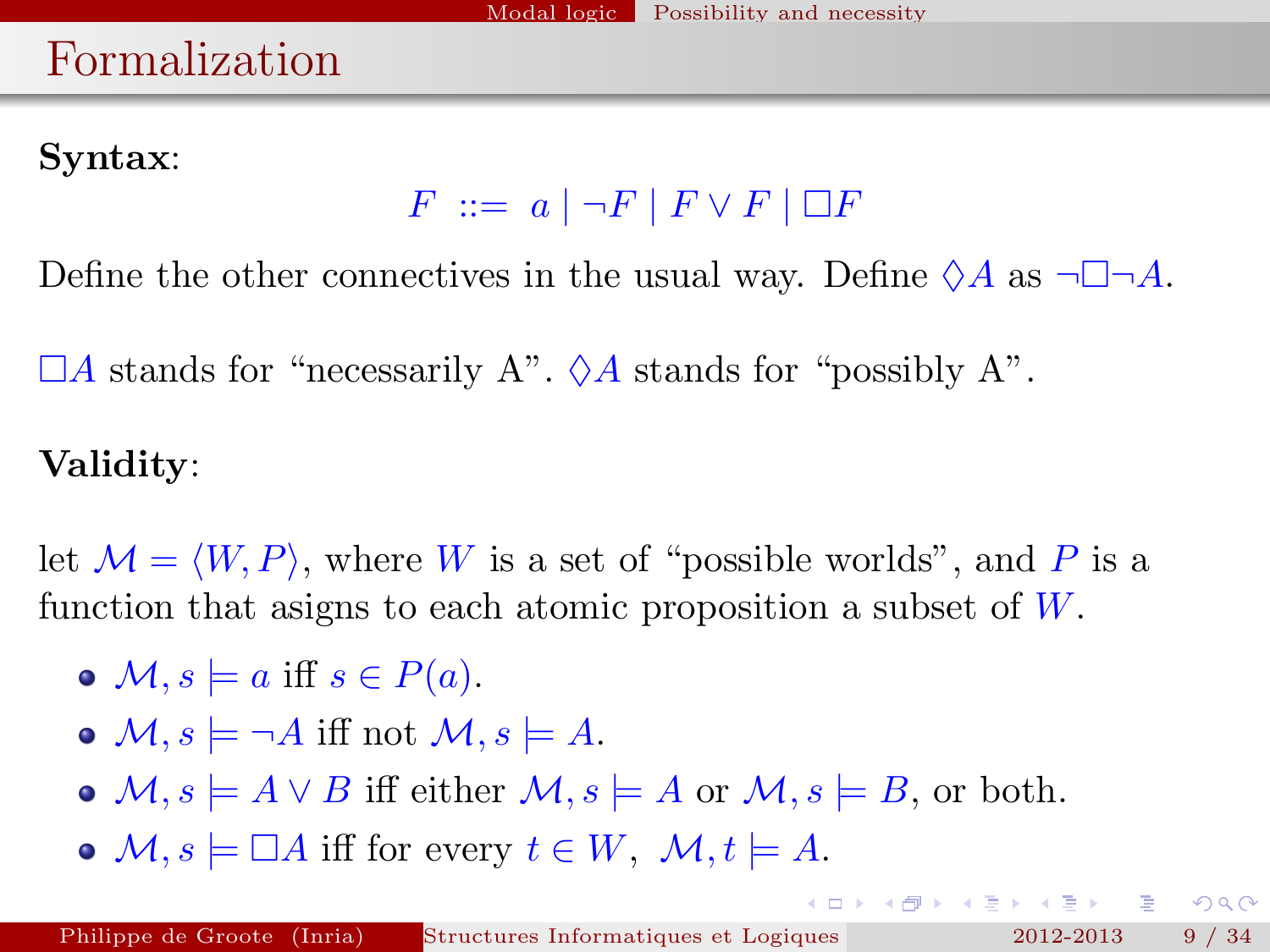# Formalization

**Syntax**:

$$F \ ::= \ a \mid \neg F \mid F \vee F \mid \Box F$$

Define the other connectives in the usual way. Define $\Diamond A$ as $\neg\Box\neg A$.

$\Box A$ stands for “necessarily A”. $\Diamond A$ stands for “possibly A”.

**Validity**:

let $\mathcal{M} = \langle W, P \rangle$, where $W$ is a set of “possible worlds”, and $P$ is a function that asigns to each atomic proposition a subset of $W$.

- $\mathcal{M}, s \models a$ iff $s \in P(a)$.
- $\mathcal{M}, s \models \neg A$ iff not $\mathcal{M}, s \models A$.
- $\mathcal{M}, s \models A \vee B$ iff either $\mathcal{M}, s \models A$ or $\mathcal{M}, s \models B$, or both.
- $\mathcal{M}, s \models \Box A$ iff for every $t \in W$, $\mathcal{M}, t \models A$.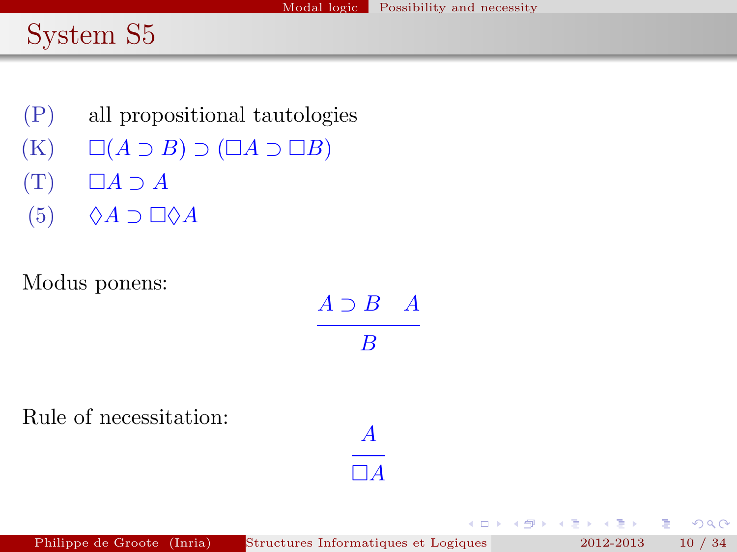# System S5

(P) all propositional tautologies

(K) $\Box(A \supset B) \supset (\Box A \supset \Box B)$

(T) $\Box A \supset A$

(5) $\Diamond A \supset \Box\Diamond A$

Modus ponens:

$$\frac{A \supset B \quad A}{B}$$

Rule of necessitation:

$$\frac{A}{\Box A}$$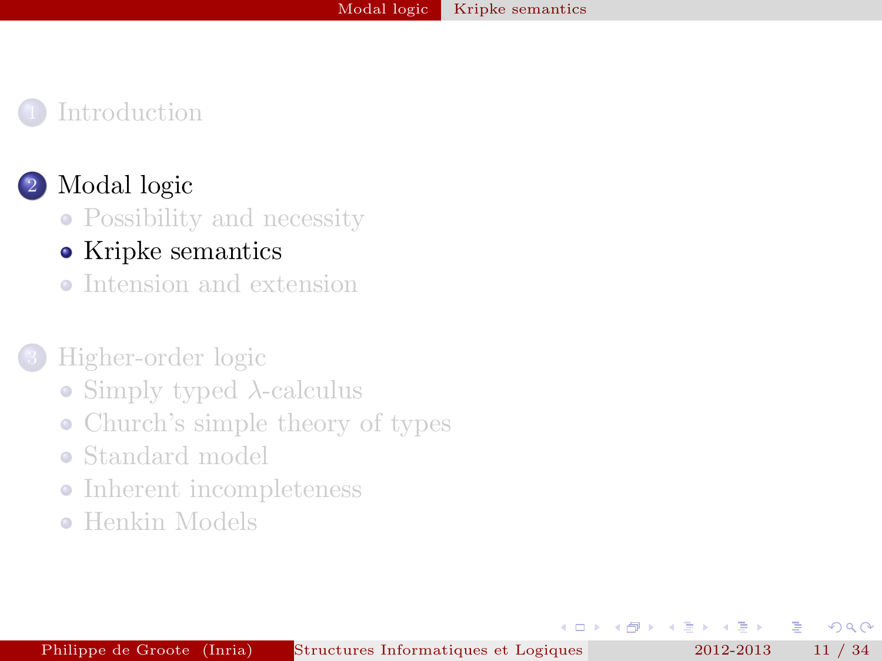1. Introduction

2. Modal logic
   - Possibility and necessity
   - Kripke semantics
   - Intension and extension

3. Higher-order logic
   - Simply typed $\lambda$-calculus
   - Church's simple theory of types
   - Standard model
   - Inherent incompleteness
   - Henkin Models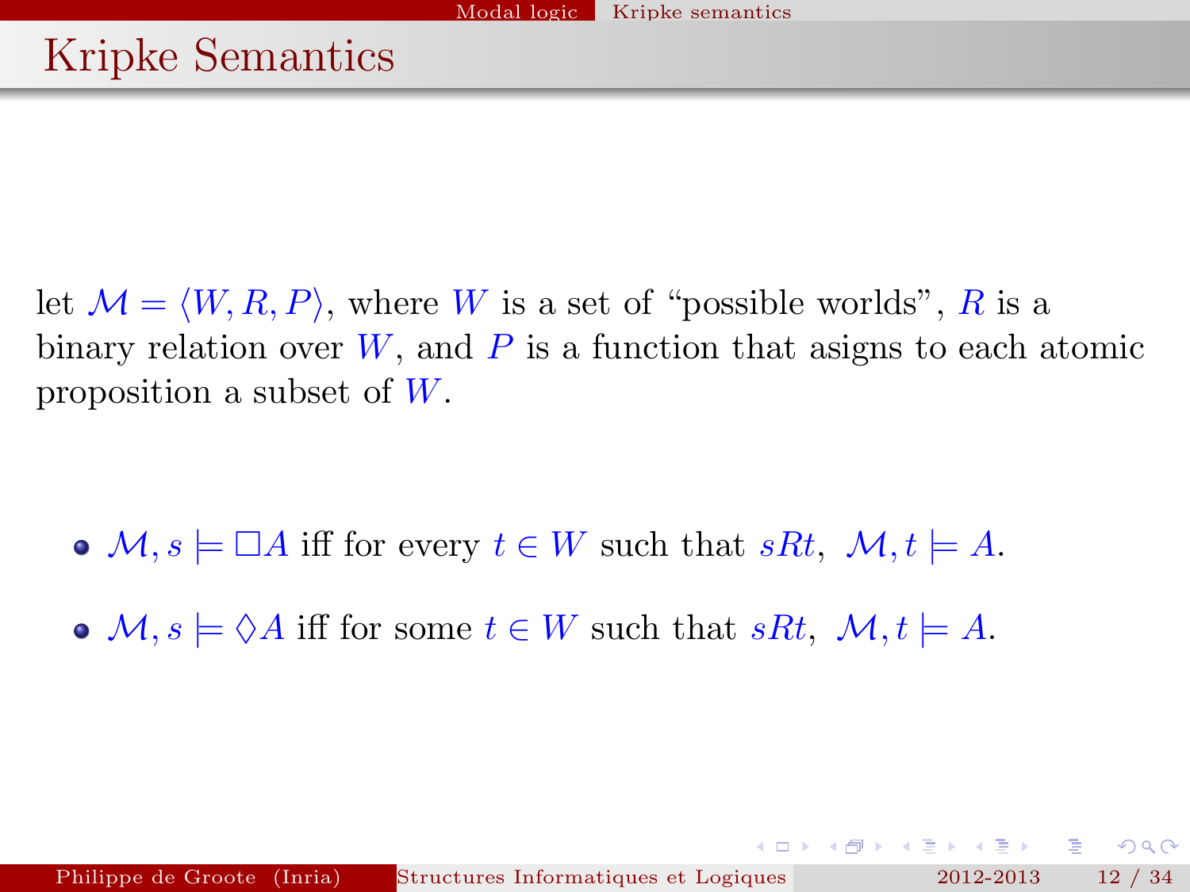# Kripke Semantics

let $\mathcal{M} = \langle W, R, P \rangle$, where $W$ is a set of "possible worlds", $R$ is a binary relation over $W$, and $P$ is a function that asigns to each atomic proposition a subset of $W$.

- $\mathcal{M}, s \models \Box A$ iff for every $t \in W$ such that $sRt$, $\mathcal{M}, t \models A$.
- $\mathcal{M}, s \models \Diamond A$ iff for some $t \in W$ such that $sRt$, $\mathcal{M}, t \models A$.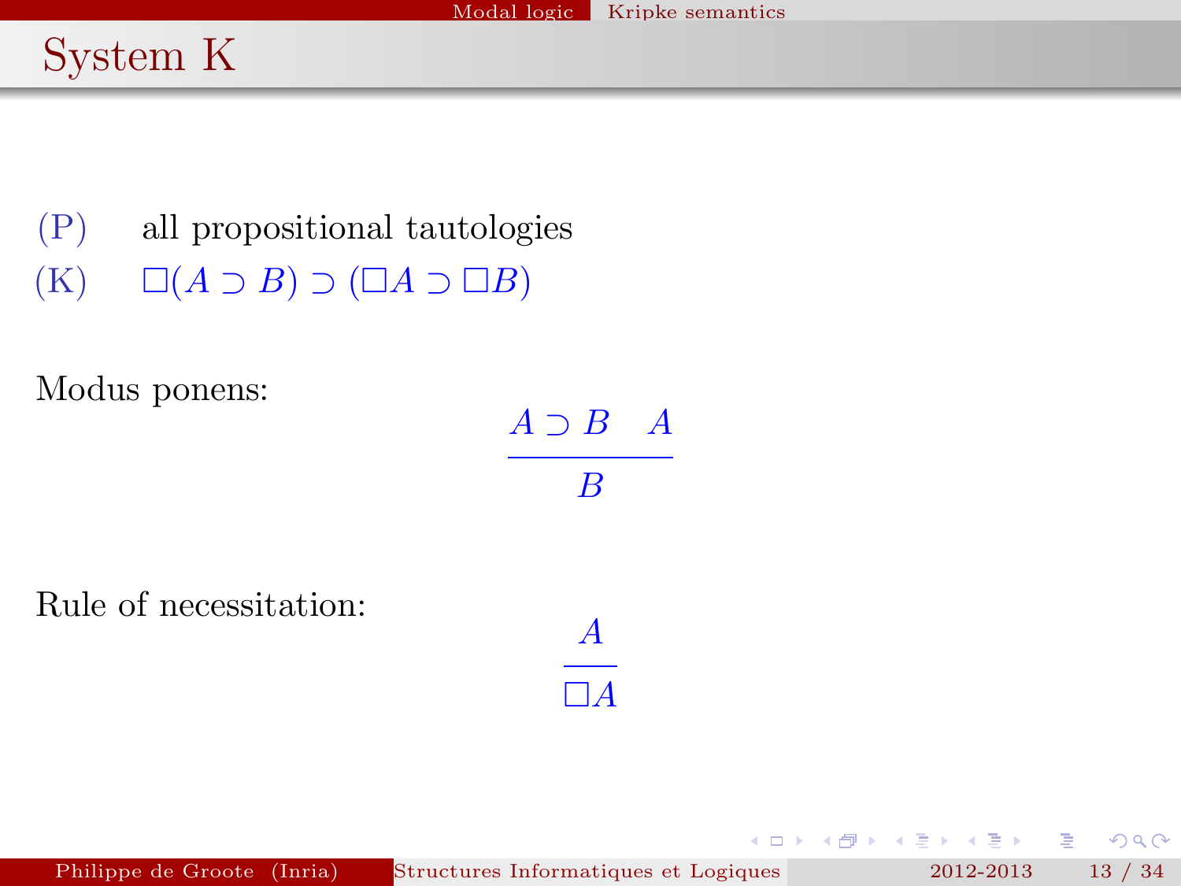# System K

(P) all propositional tautologies

(K) $\Box(A \supset B) \supset (\Box A \supset \Box B)$

Modus ponens:

$$\frac{A \supset B \quad A}{B}$$

Rule of necessitation:

$$\frac{A}{\Box A}$$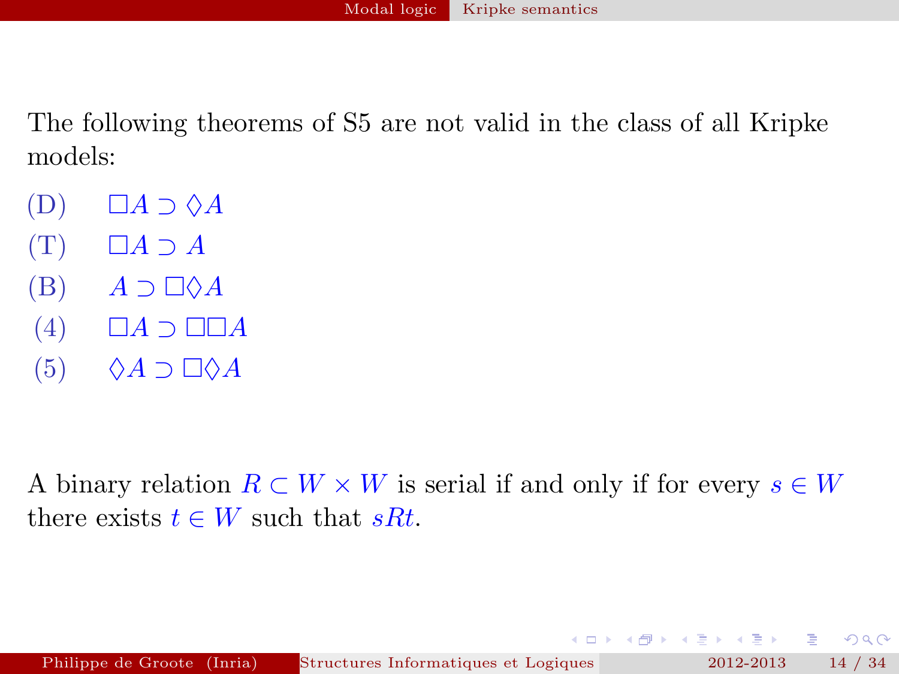The following theorems of S5 are not valid in the class of all Kripke models:

(D) $\Box A \supset \Diamond A$

(T) $\Box A \supset A$

(B) $A \supset \Box\Diamond A$

(4) $\Box A \supset \Box\Box A$

(5) $\Diamond A \supset \Box\Diamond A$

A binary relation $R \subset W \times W$ is serial if and only if for every $s \in W$ there exists $t \in W$ such that $sRt$.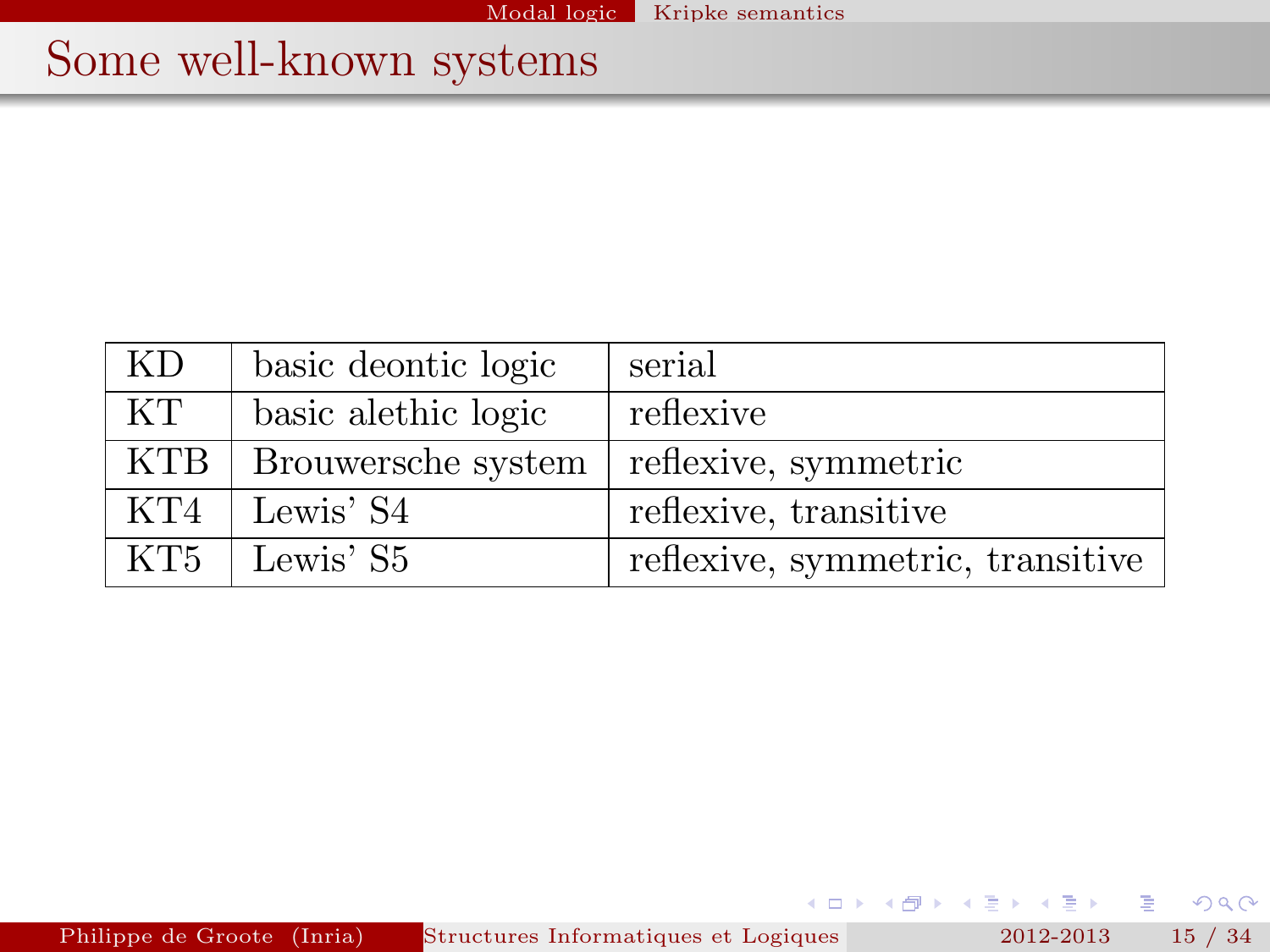# Some well-known systems

| | | |
|---|---|---|
| KD | basic deontic logic | serial |
| KT | basic alethic logic | reflexive |
| KTB | Brouwersche system | reflexive, symmetric |
| KT4 | Lewis' S4 | reflexive, transitive |
| KT5 | Lewis' S5 | reflexive, symmetric, transitive |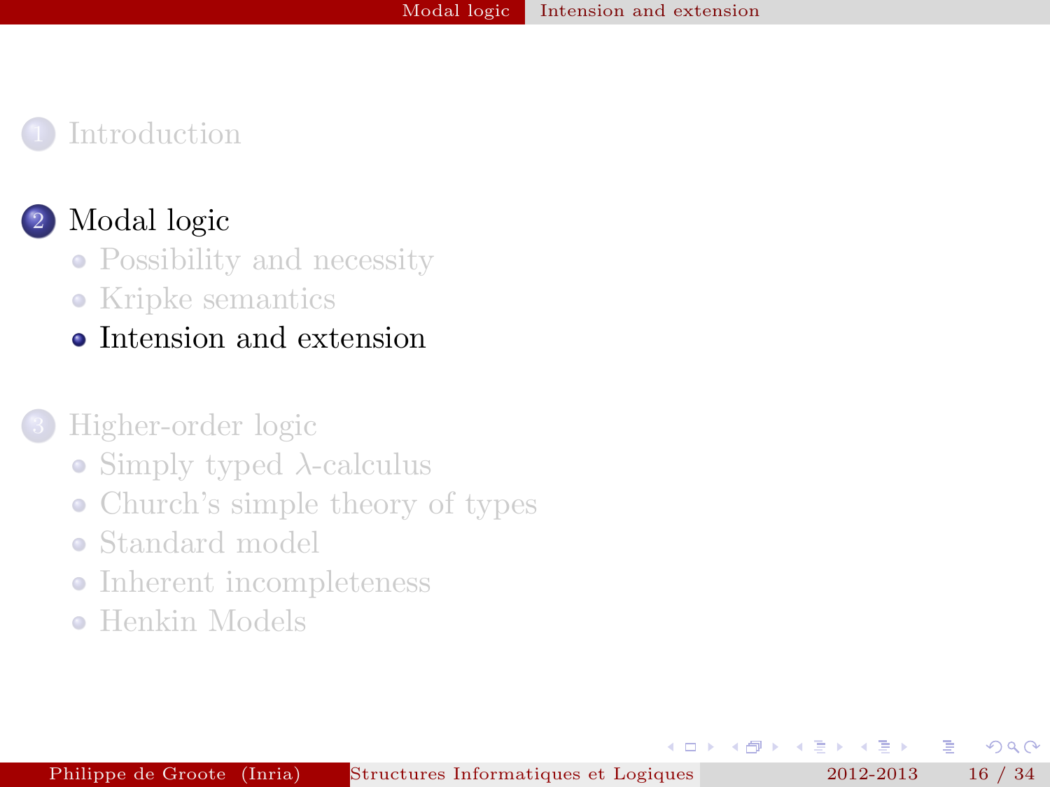1. Introduction

2. **Modal logic**
   - Possibility and necessity
   - Kripke semantics
   - **Intension and extension**

3. Higher-order logic
   - Simply typed $\lambda$-calculus
   - Church's simple theory of types
   - Standard model
   - Inherent incompleteness
   - Henkin Models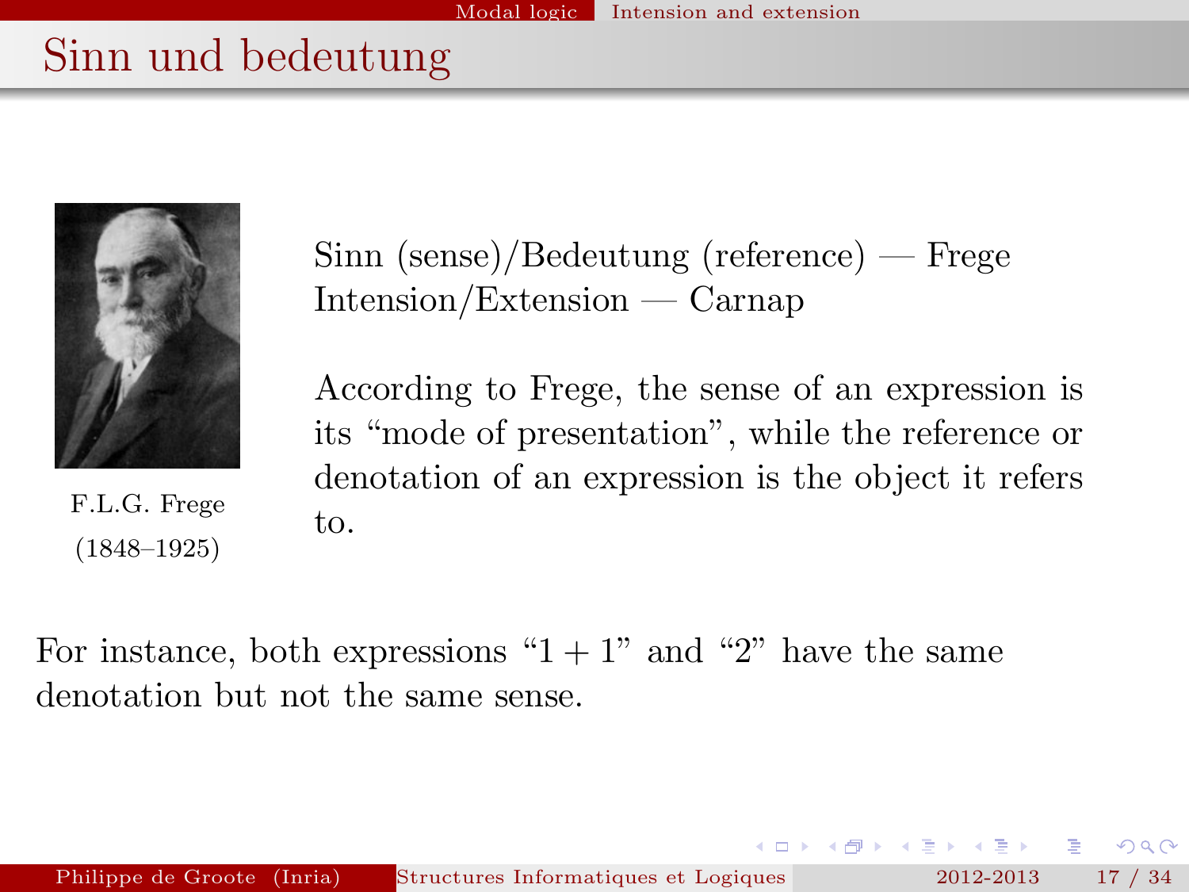# Sinn und bedeutung

F.L.G. Frege
(1848–1925)

Sinn (sense)/Bedeutung (reference) — Frege
Intension/Extension — Carnap

According to Frege, the sense of an expression is its "mode of presentation", while the reference or denotation of an expression is the object it refers to.

For instance, both expressions "$1 + 1$" and "$2$" have the same denotation but not the same sense.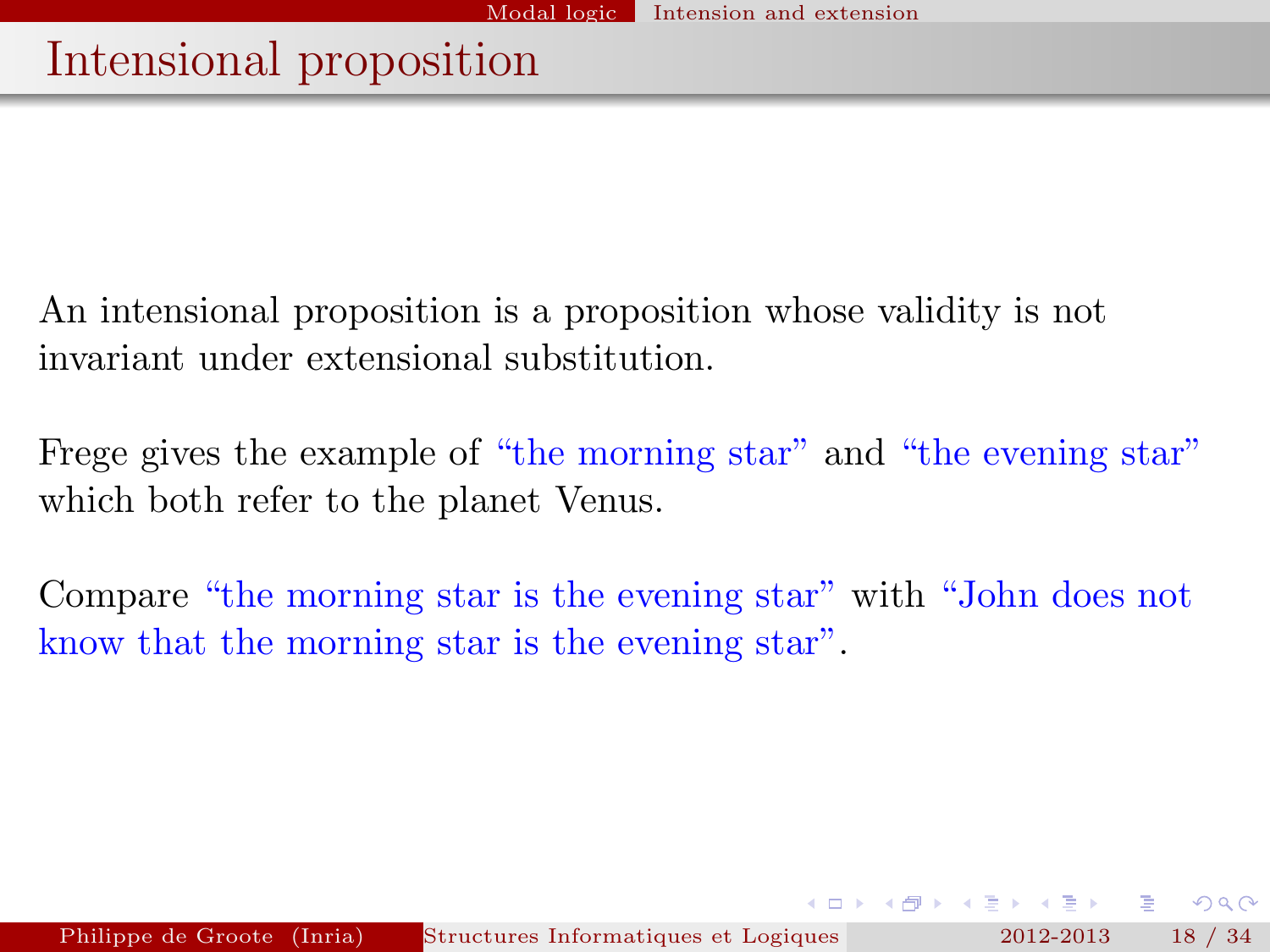# Intensional proposition

An intensional proposition is a proposition whose validity is not invariant under extensional substitution.

Frege gives the example of “the morning star” and “the evening star” which both refer to the planet Venus.

Compare “the morning star is the evening star” with “John does not know that the morning star is the evening star”.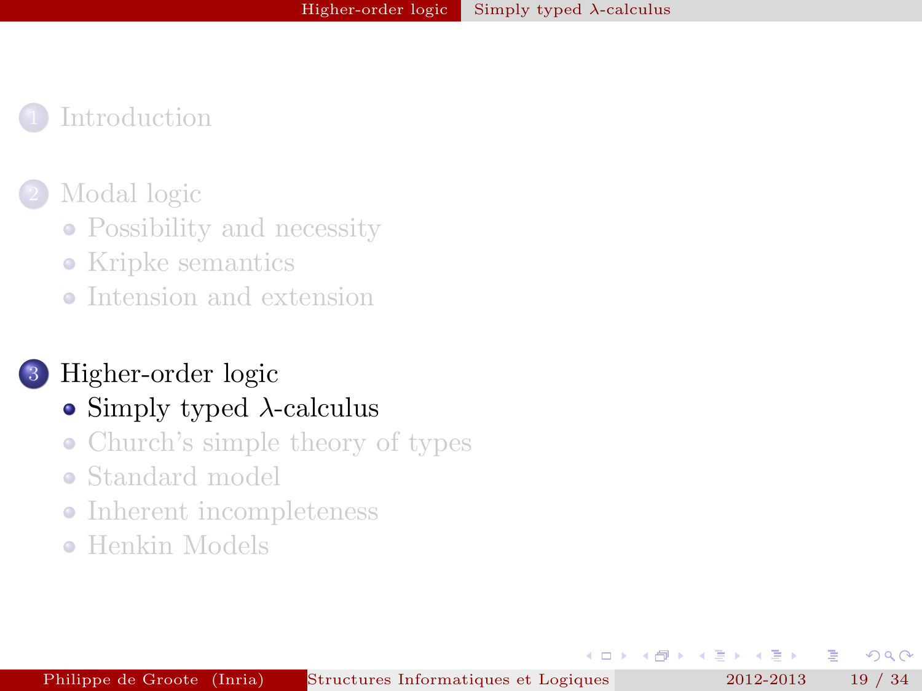1. Introduction

2. Modal logic
   - Possibility and necessity
   - Kripke semantics
   - Intension and extension

3. Higher-order logic
   - Simply typed $\lambda$-calculus
   - Church's simple theory of types
   - Standard model
   - Inherent incompleteness
   - Henkin Models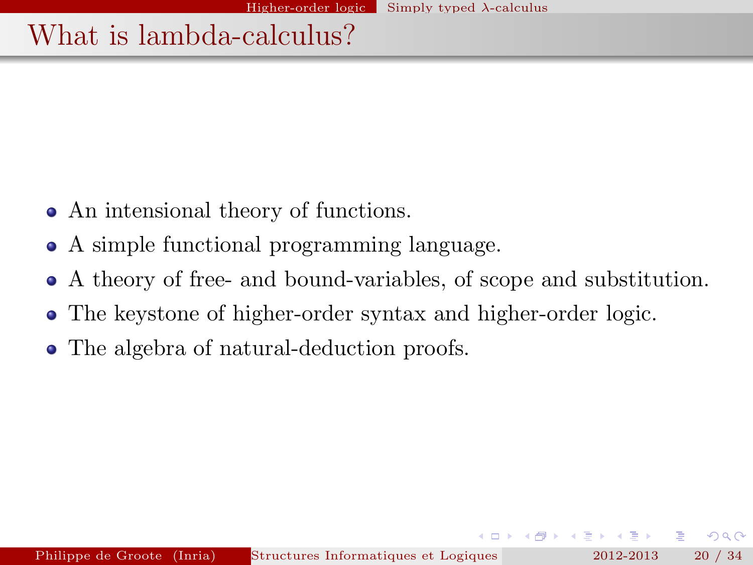# What is lambda-calculus?

- An intensional theory of functions.
- A simple functional programming language.
- A theory of free- and bound-variables, of scope and substitution.
- The keystone of higher-order syntax and higher-order logic.
- The algebra of natural-deduction proofs.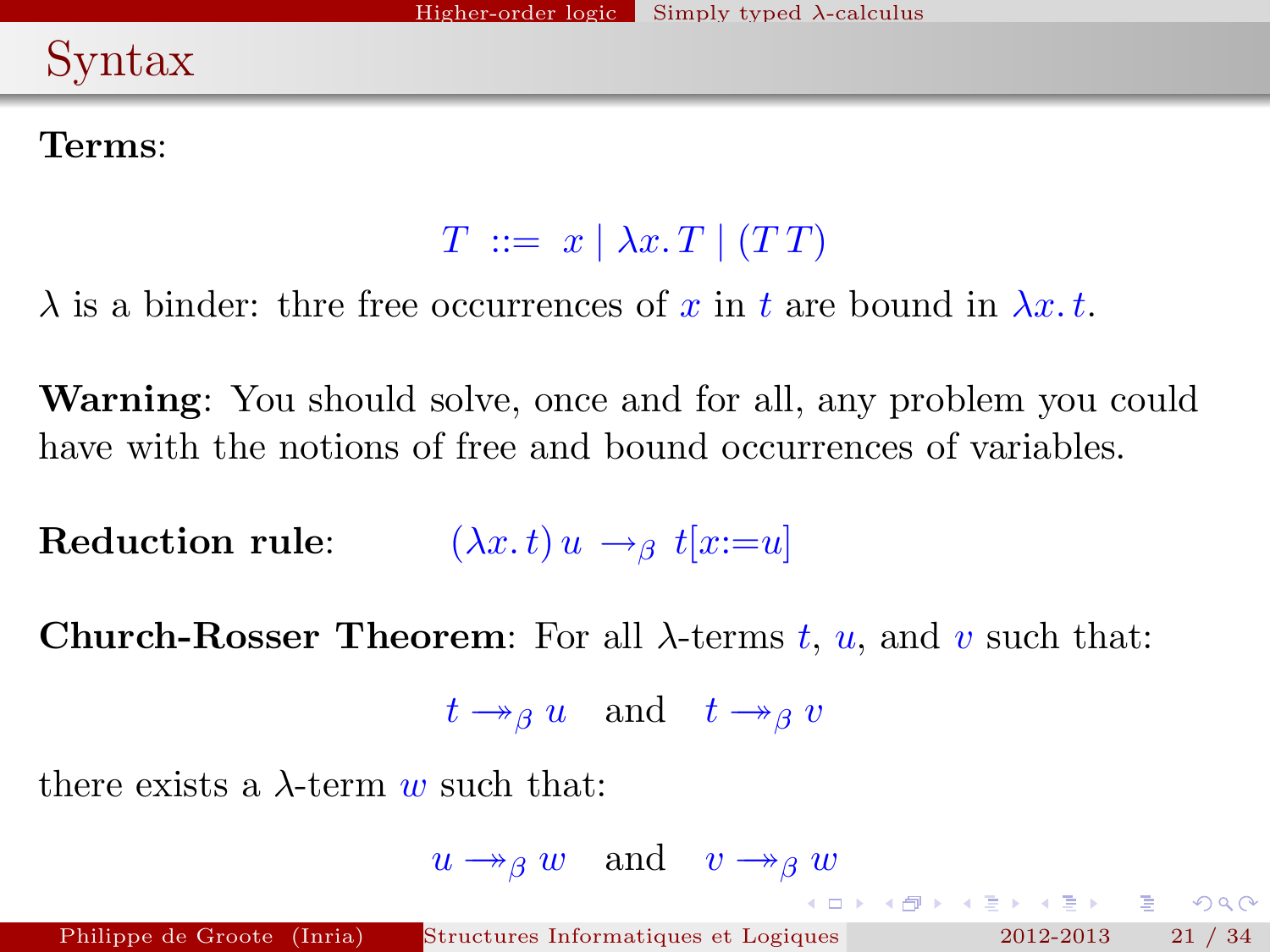# Syntax

**Terms**:

$$T \ ::= \ x \mid \lambda x.\, T \mid (T\, T)$$

$\lambda$ is a binder: thre free occurrences of $x$ in $t$ are bound in $\lambda x.\, t$.

**Warning**: You should solve, once and for all, any problem you could have with the notions of free and bound occurrences of variables.

**Reduction rule**: $(\lambda x.\, t)\, u \to_\beta t[x{:=}u]$

**Church-Rosser Theorem**: For all $\lambda$-terms $t$, $u$, and $v$ such that:

$$t \twoheadrightarrow_\beta u \quad \text{and} \quad t \twoheadrightarrow_\beta v$$

there exists a $\lambda$-term $w$ such that:

$$u \twoheadrightarrow_\beta w \quad \text{and} \quad v \twoheadrightarrow_\beta w$$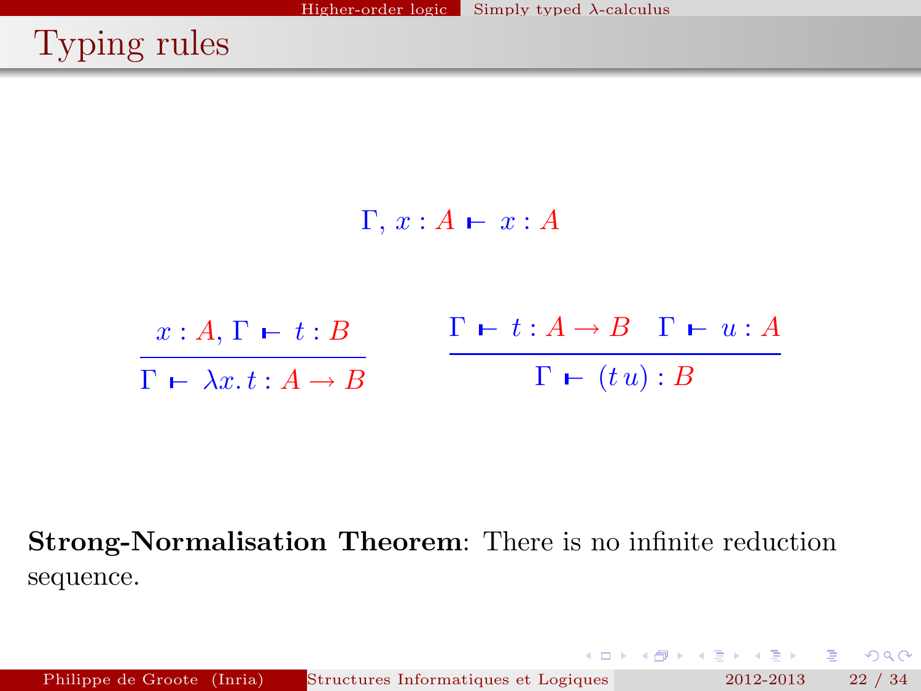# Typing rules

$$\Gamma, x : A \vdash x : A$$

$$\frac{x : A, \Gamma \vdash t : B}{\Gamma \vdash \lambda x.\, t : A \to B} \qquad \frac{\Gamma \vdash t : A \to B \quad \Gamma \vdash u : A}{\Gamma \vdash (t\, u) : B}$$

**Strong-Normalisation Theorem**: There is no infinite reduction sequence.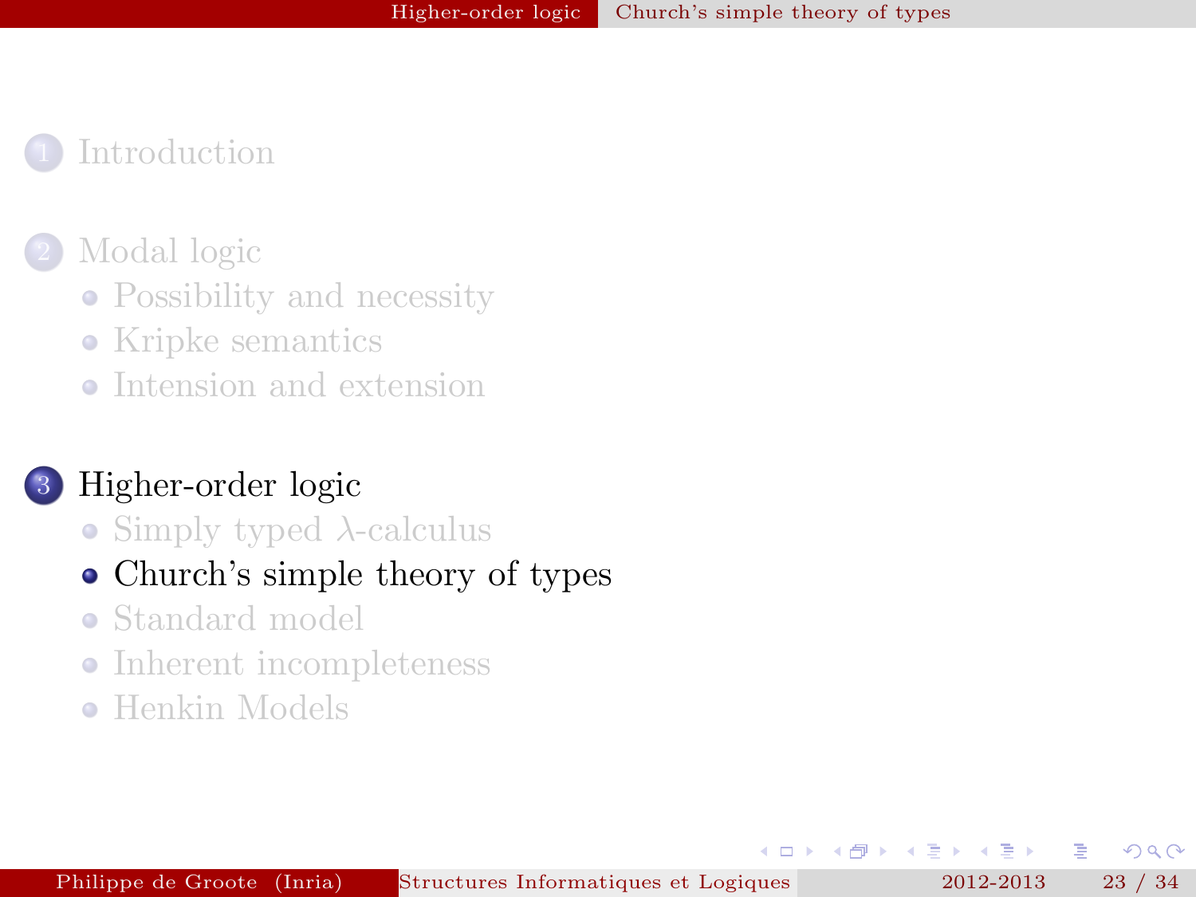1. Introduction

2. Modal logic
   - Possibility and necessity
   - Kripke semantics
   - Intension and extension

3. Higher-order logic
   - Simply typed $\lambda$-calculus
   - Church's simple theory of types
   - Standard model
   - Inherent incompleteness
   - Henkin Models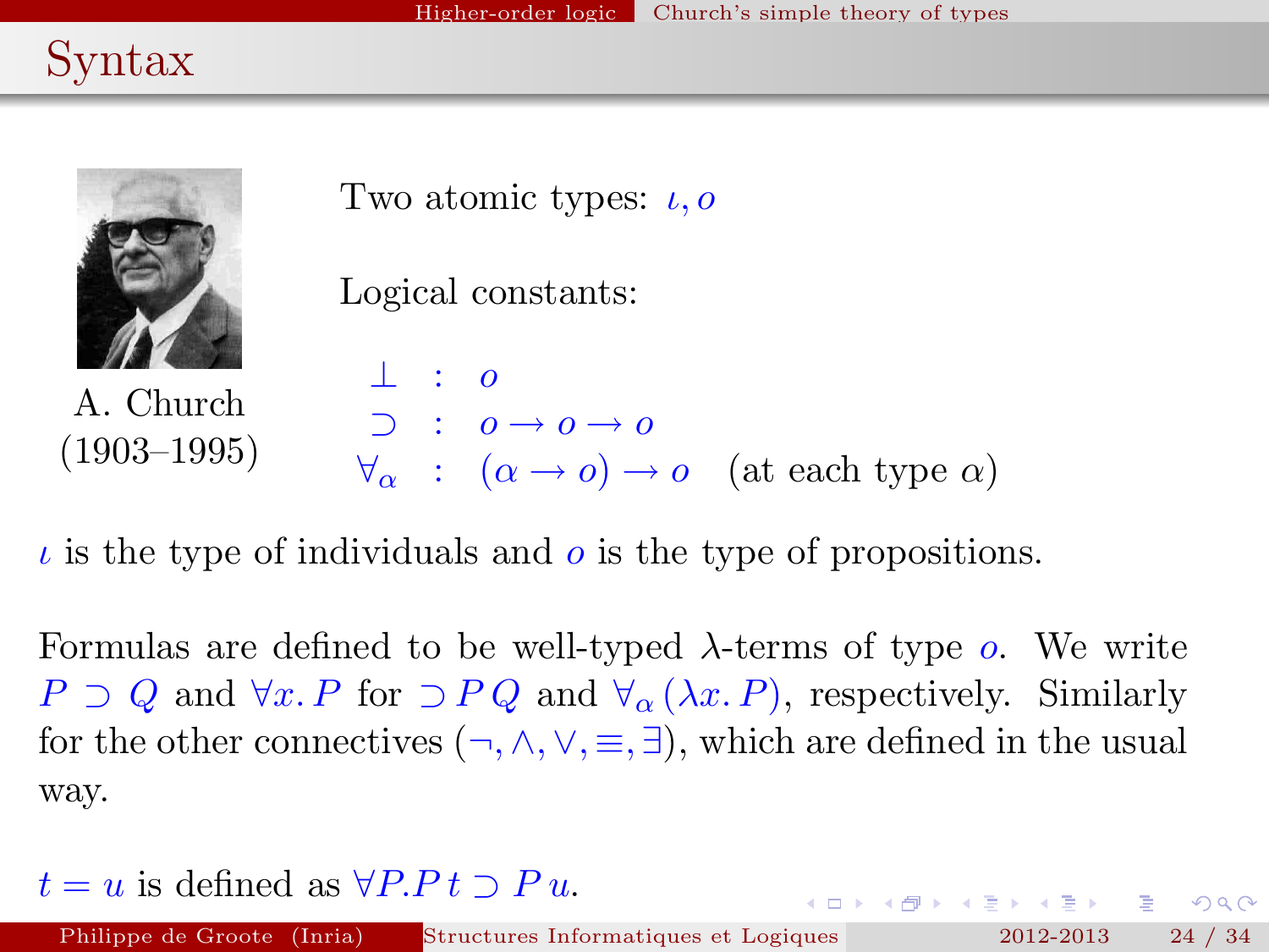# Syntax

A. Church
(1903–1995)

Two atomic types: $\iota, o$

Logical constants:

$$
\begin{array}{lcll}
\bot & : & o & \\
\supset & : & o \rightarrow o \rightarrow o & \\
\forall_\alpha & : & (\alpha \rightarrow o) \rightarrow o & \text{(at each type } \alpha\text{)}
\end{array}
$$

$\iota$ is the type of individuals and $o$ is the type of propositions.

Formulas are defined to be well-typed $\lambda$-terms of type $o$. We write $P \supset Q$ and $\forall x.\, P$ for $\supset P\, Q$ and $\forall_\alpha\, (\lambda x.\, P)$, respectively. Similarly for the other connectives ($\neg, \wedge, \vee, \equiv, \exists$), which are defined in the usual way.

$t = u$ is defined as $\forall P. P\, t \supset P\, u$.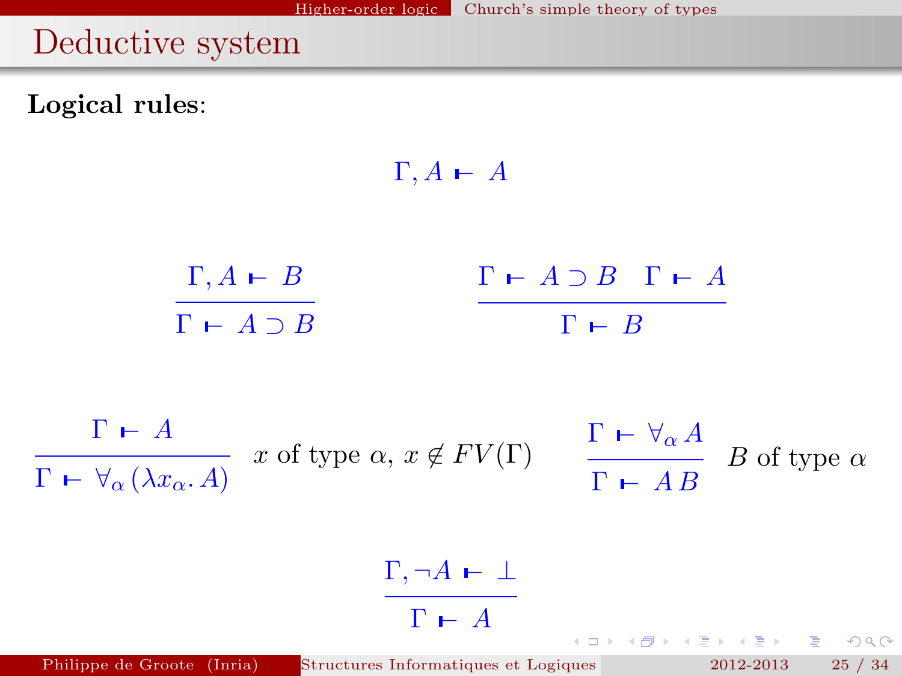# Deductive system

**Logical rules**:

$$\Gamma, A \vdash A$$

$$\frac{\Gamma, A \vdash B}{\Gamma \vdash A \supset B} \qquad \frac{\Gamma \vdash A \supset B \quad \Gamma \vdash A}{\Gamma \vdash B}$$

$$\frac{\Gamma \vdash A}{\Gamma \vdash \forall_\alpha (\lambda x_\alpha .\, A)} \; x \text{ of type } \alpha,\, x \notin FV(\Gamma) \qquad \frac{\Gamma \vdash \forall_\alpha A}{\Gamma \vdash A\, B} \; B \text{ of type } \alpha$$

$$\frac{\Gamma, \neg A \vdash \bot}{\Gamma \vdash A}$$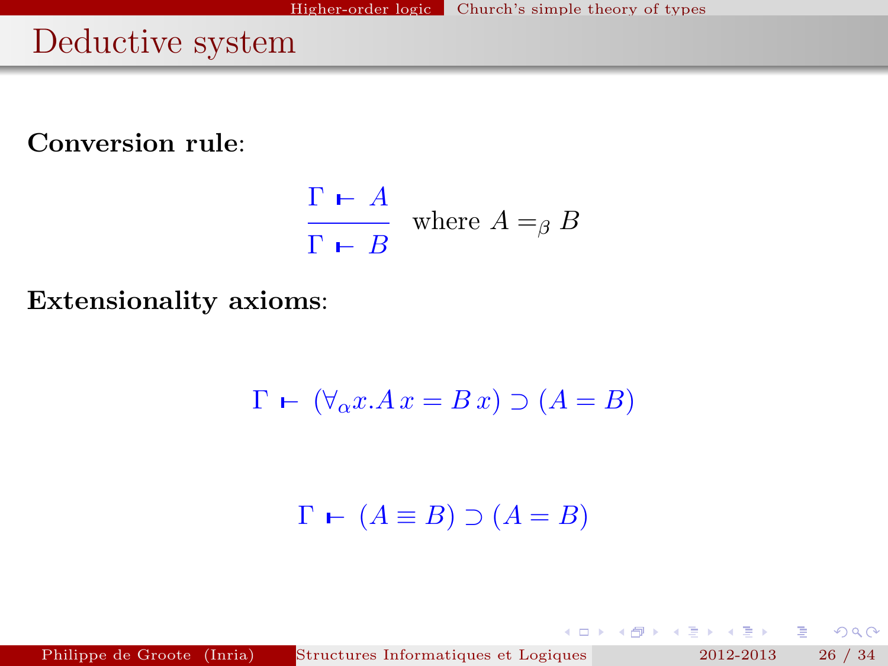## Deductive system

**Conversion rule**:

$$\frac{\Gamma \vdash A}{\Gamma \vdash B} \quad \text{where } A =_{\beta} B$$

**Extensionality axioms**:

$$\Gamma \vdash (\forall_{\alpha} x. A\, x = B\, x) \supset (A = B)$$

$$\Gamma \vdash (A \equiv B) \supset (A = B)$$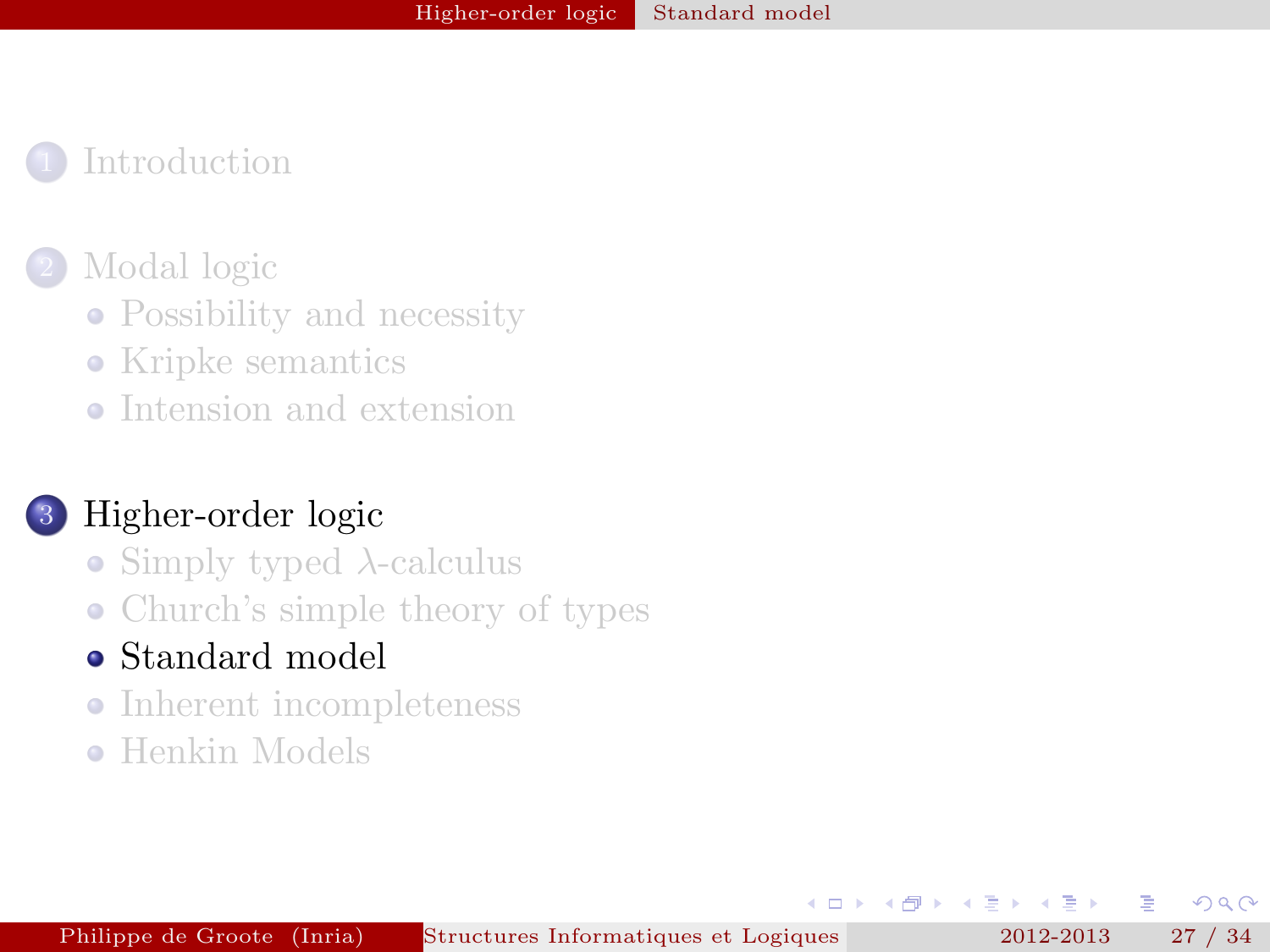1. Introduction

2. Modal logic
   - Possibility and necessity
   - Kripke semantics
   - Intension and extension

3. **Higher-order logic**
   - Simply typed $\lambda$-calculus
   - Church's simple theory of types
   - **Standard model**
   - Inherent incompleteness
   - Henkin Models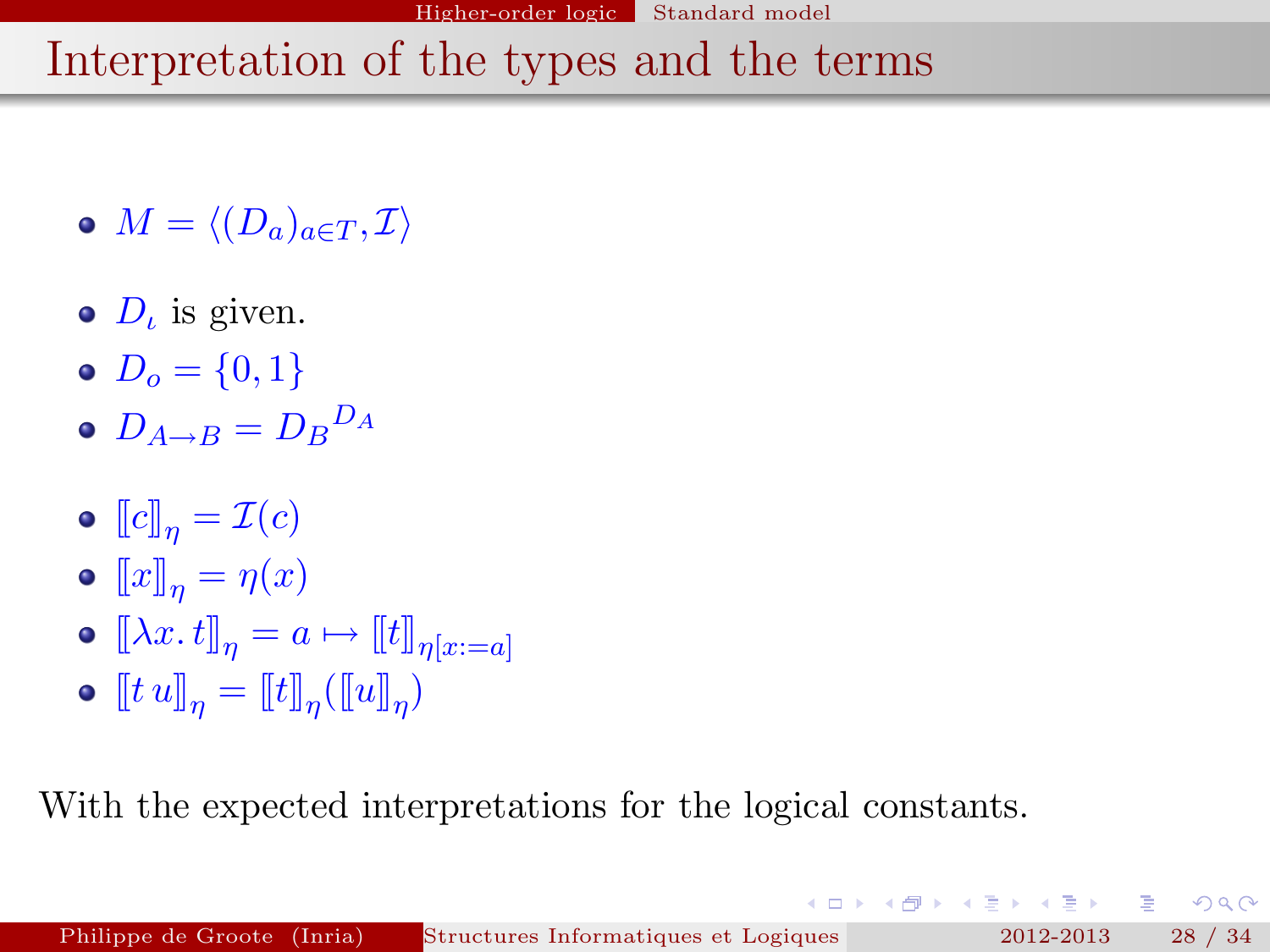# Interpretation of the types and the terms

- $M = \langle (D_a)_{a \in T}, \mathcal{I} \rangle$

- $D_\iota$ is given.
- $D_o = \{0, 1\}$
- $D_{A \to B} = {D_B}^{D_A}$

- $[\![c]\!]_\eta = \mathcal{I}(c)$
- $[\![x]\!]_\eta = \eta(x)$
- $[\![\lambda x.\, t]\!]_\eta = a \mapsto [\![t]\!]_{\eta[x:=a]}$
- $[\![t\, u]\!]_\eta = [\![t]\!]_\eta([\![u]\!]_\eta)$

With the expected interpretations for the logical constants.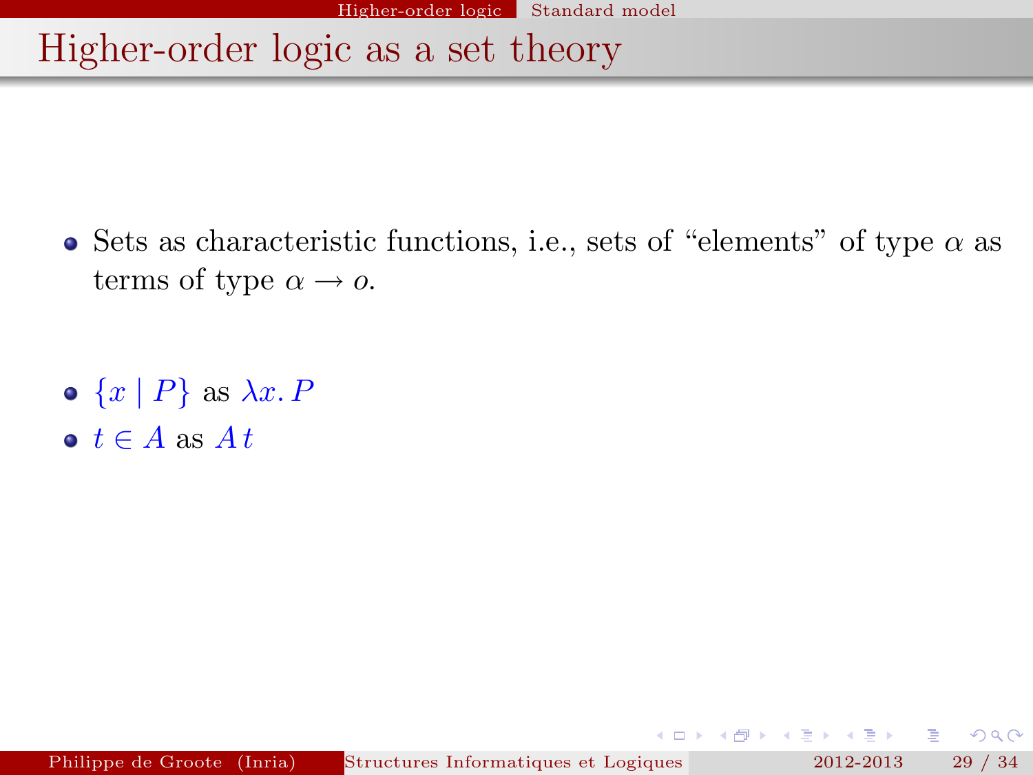# Higher-order logic as a set theory

- Sets as characteristic functions, i.e., sets of "elements" of type $\alpha$ as terms of type $\alpha \rightarrow o$.

- $\{x \mid P\}$ as $\lambda x.\, P$
- $t \in A$ as $A\, t$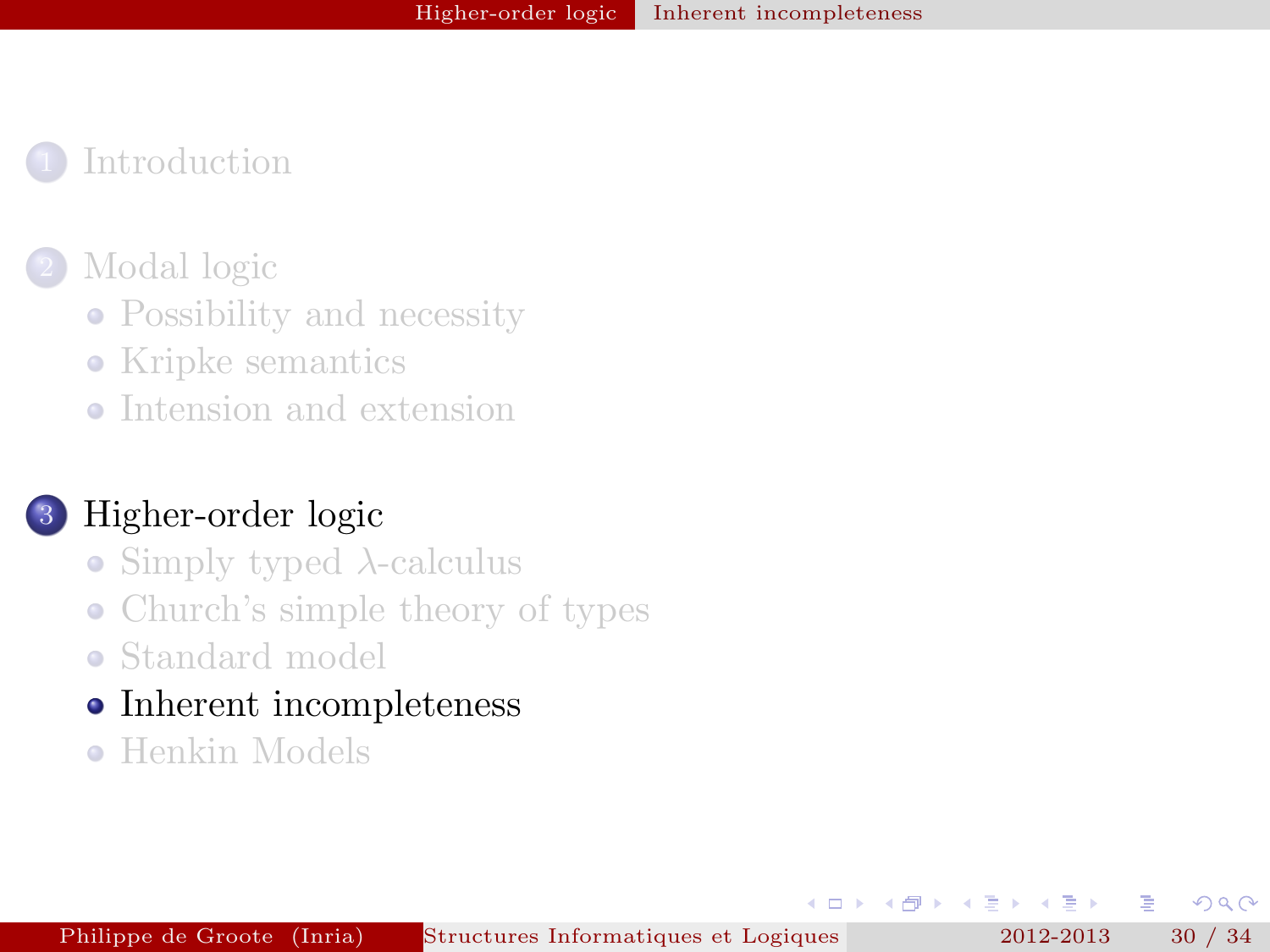1. Introduction

2. Modal logic
   - Possibility and necessity
   - Kripke semantics
   - Intension and extension

3. Higher-order logic
   - Simply typed $\lambda$-calculus
   - Church's simple theory of types
   - Standard model
   - **Inherent incompleteness**
   - Henkin Models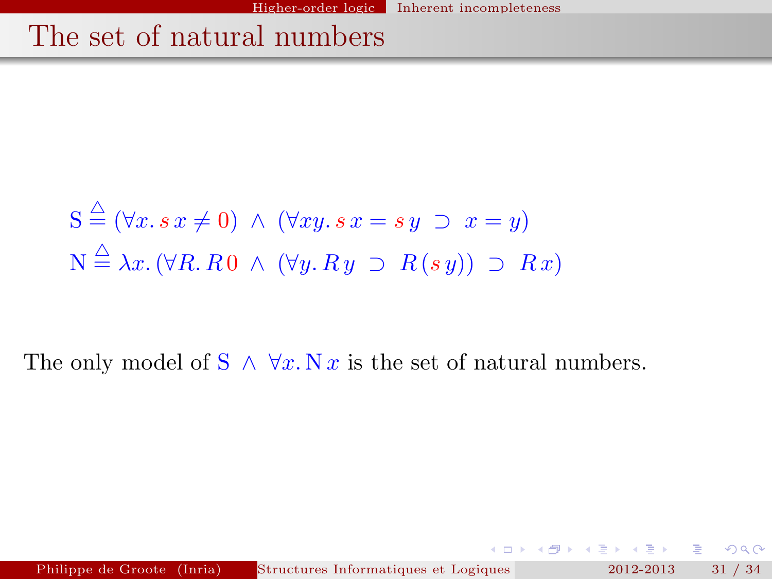# The set of natural numbers

$$\mathrm{S} \triangleq (\forall x.\, s\, x \neq 0) \;\wedge\; (\forall x y.\, s\, x = s\, y \;\supset\; x = y)$$

$$\mathrm{N} \triangleq \lambda x.\, (\forall R.\, R\, 0 \;\wedge\; (\forall y.\, R\, y \;\supset\; R\, (s\, y)) \;\supset\; R\, x)$$

The only model of $\mathrm{S} \wedge \forall x.\, \mathrm{N}\, x$ is the set of natural numbers.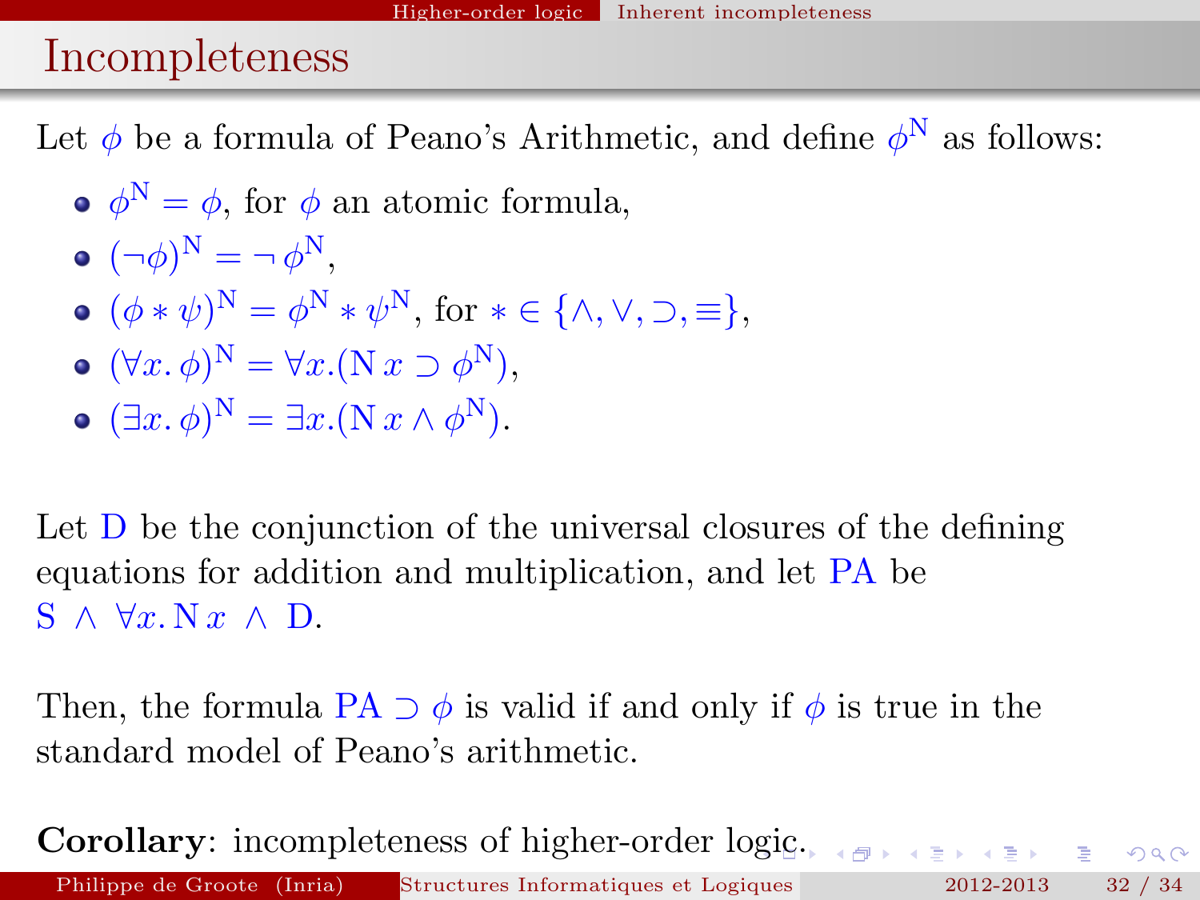# Incompleteness

Let $\phi$ be a formula of Peano's Arithmetic, and define $\phi^{\mathrm{N}}$ as follows:

- $\phi^{\mathrm{N}} = \phi$, for $\phi$ an atomic formula,
- $(\neg\phi)^{\mathrm{N}} = \neg\, \phi^{\mathrm{N}}$,
- $(\phi * \psi)^{\mathrm{N}} = \phi^{\mathrm{N}} * \psi^{\mathrm{N}}$, for $* \in \{\wedge, \vee, \supset, \equiv\}$,
- $(\forall x.\, \phi)^{\mathrm{N}} = \forall x.(\mathrm{N}\, x \supset \phi^{\mathrm{N}})$,
- $(\exists x.\, \phi)^{\mathrm{N}} = \exists x.(\mathrm{N}\, x \wedge \phi^{\mathrm{N}})$.

Let $\mathrm{D}$ be the conjunction of the universal closures of the defining equations for addition and multiplication, and let $\mathrm{PA}$ be $\mathrm{S} \,\wedge\, \forall x.\, \mathrm{N}\, x \,\wedge\, \mathrm{D}$.

Then, the formula $\mathrm{PA} \supset \phi$ is valid if and only if $\phi$ is true in the standard model of Peano's arithmetic.

**Corollary**: incompleteness of higher-order logic.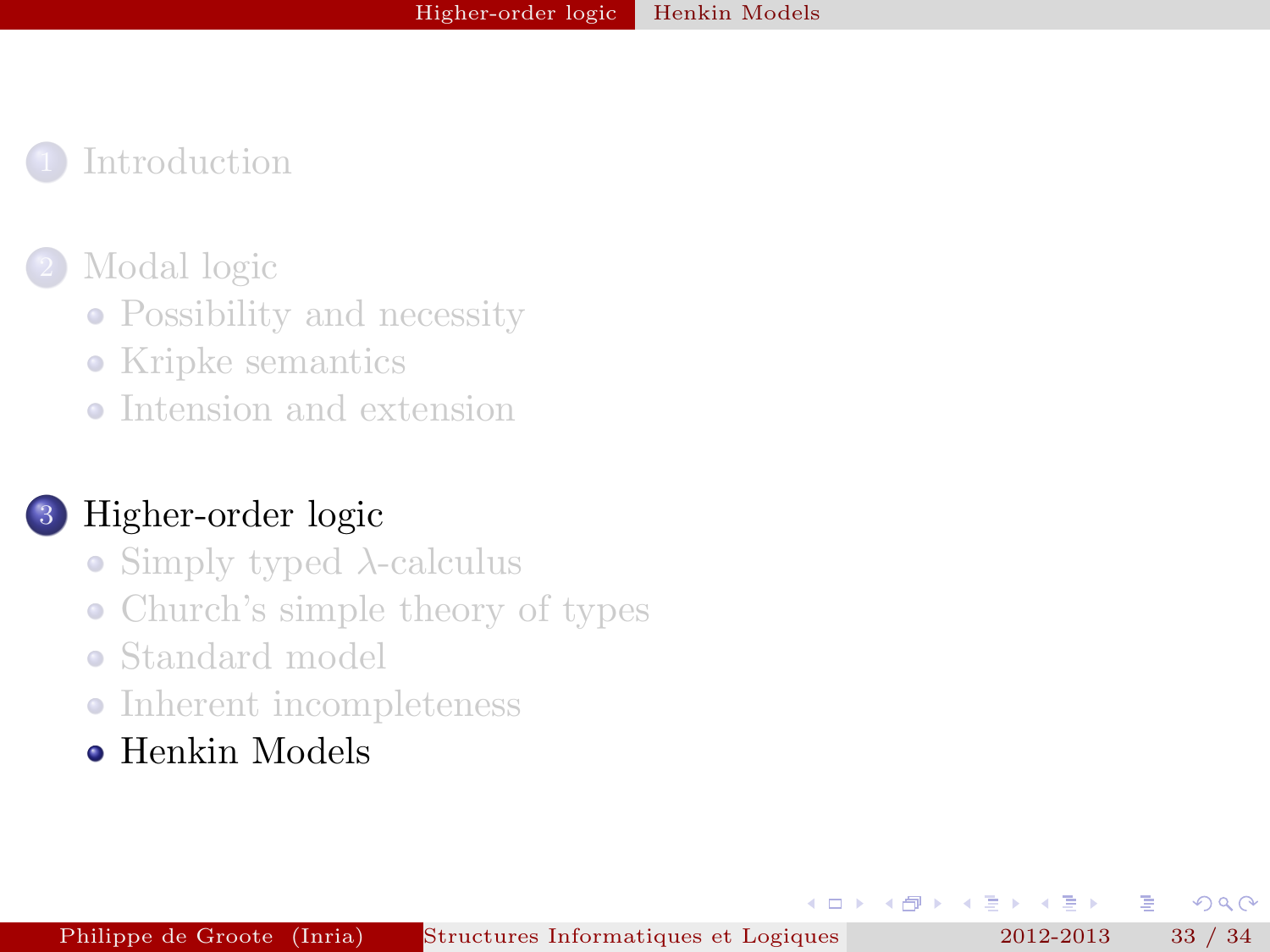1. Introduction

2. Modal logic
   - Possibility and necessity
   - Kripke semantics
   - Intension and extension

3. Higher-order logic
   - Simply typed $\lambda$-calculus
   - Church's simple theory of types
   - Standard model
   - Inherent incompleteness
   - Henkin Models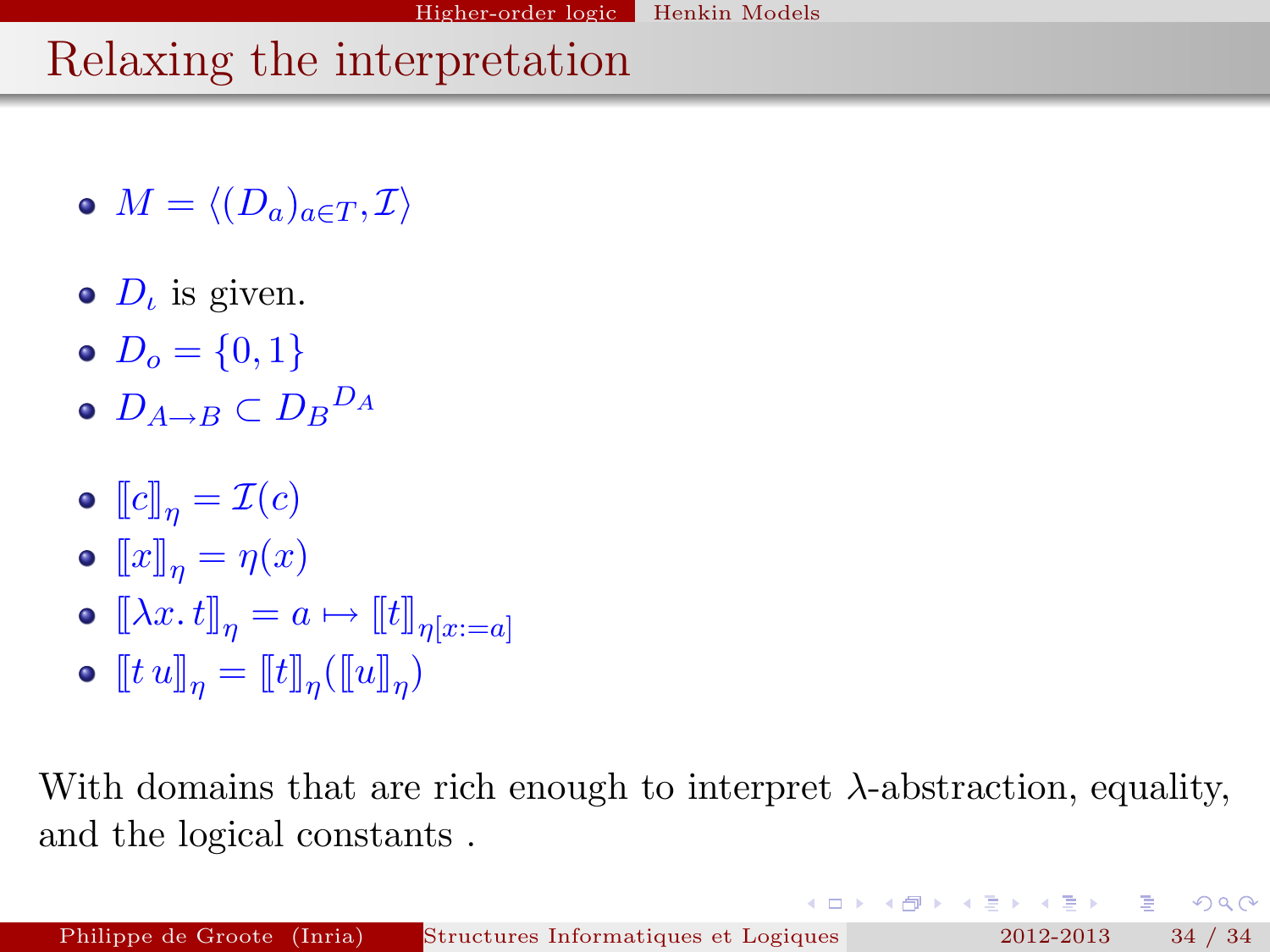# Relaxing the interpretation

- $M = \langle (D_a)_{a \in T}, \mathcal{I} \rangle$

- $D_\iota$ is given.
- $D_o = \{0, 1\}$
- $D_{A \to B} \subset {D_B}^{D_A}$

- $[\![c]\!]_\eta = \mathcal{I}(c)$
- $[\![x]\!]_\eta = \eta(x)$
- $[\![\lambda x.\, t]\!]_\eta = a \mapsto [\![t]\!]_{\eta[x:=a]}$
- $[\![t\, u]\!]_\eta = [\![t]\!]_\eta([\![u]\!]_\eta)$

With domains that are rich enough to interpret $\lambda$-abstraction, equality, and the logical constants .